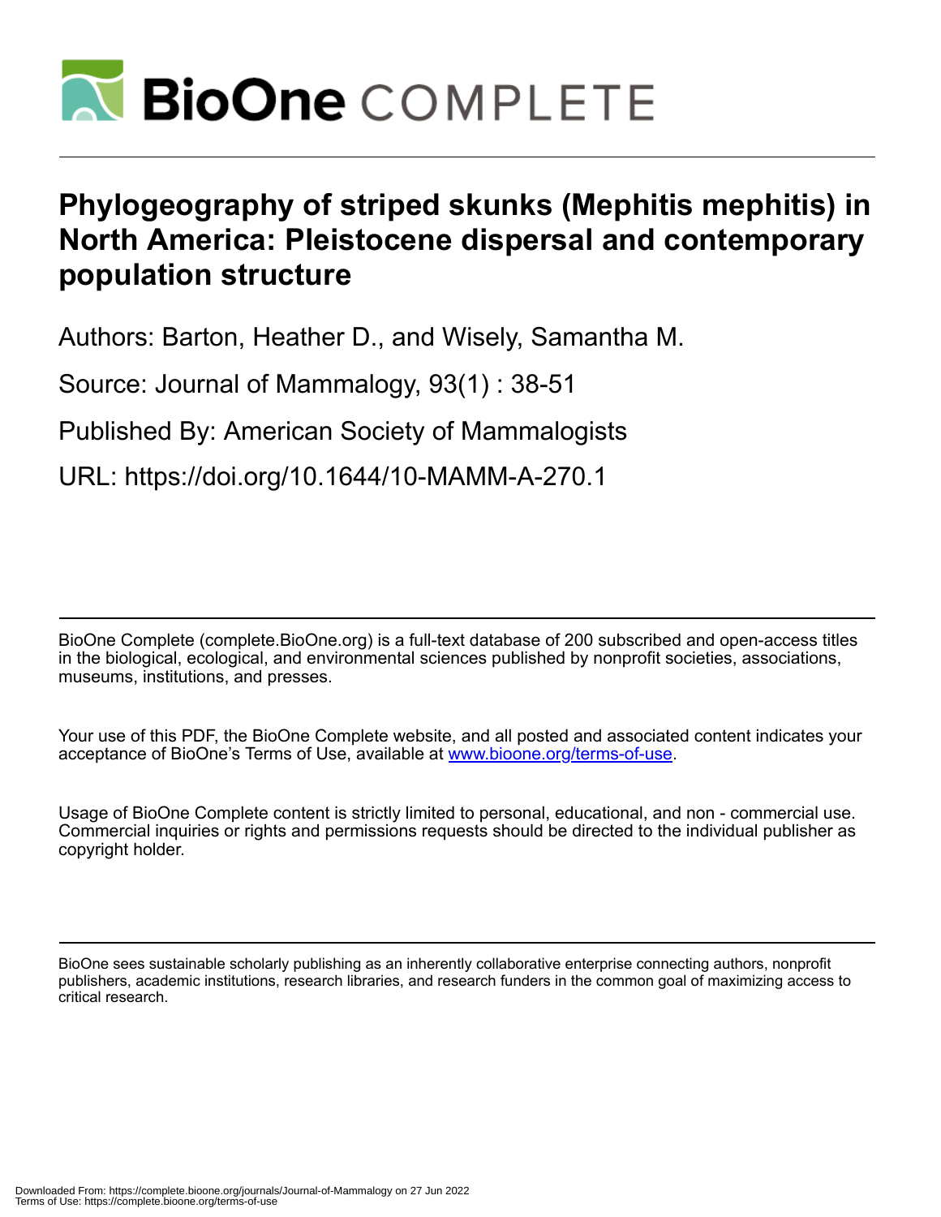# Phylogeography of striped skunks (Mephitis mephitis) in North America: Pleistocene dispersal and contemporary population structure

Authors: Barton, Heather D., and Wisely, Samantha M.

Source: Journal of Mammalogy, 93(1) : 38-51

Published By: American Society of Mammalogists

URL: https://doi.org/10.1644/10-MAMM-A-270.1

BioOne Complete (complete.BioOne.org) is a full-text database of 200 subscribed and open-access titles in the biological, ecological, and environmental sciences published by nonprofit societies, associations, museums, institutions, and presses.

Your use of this PDF, the BioOne Complete website, and all posted and associated content indicates your acceptance of BioOne's Terms of Use, available at www.bioone.org/terms-of-use.

Usage of BioOne Complete content is strictly limited to personal, educational, and non - commercial use. Commercial inquiries or rights and permissions requests should be directed to the individual publisher as copyright holder.

BioOne sees sustainable scholarly publishing as an inherently collaborative enterprise connecting authors, nonprofit publishers, academic institutions, research libraries, and research funders in the common goal of maximizing access to critical research.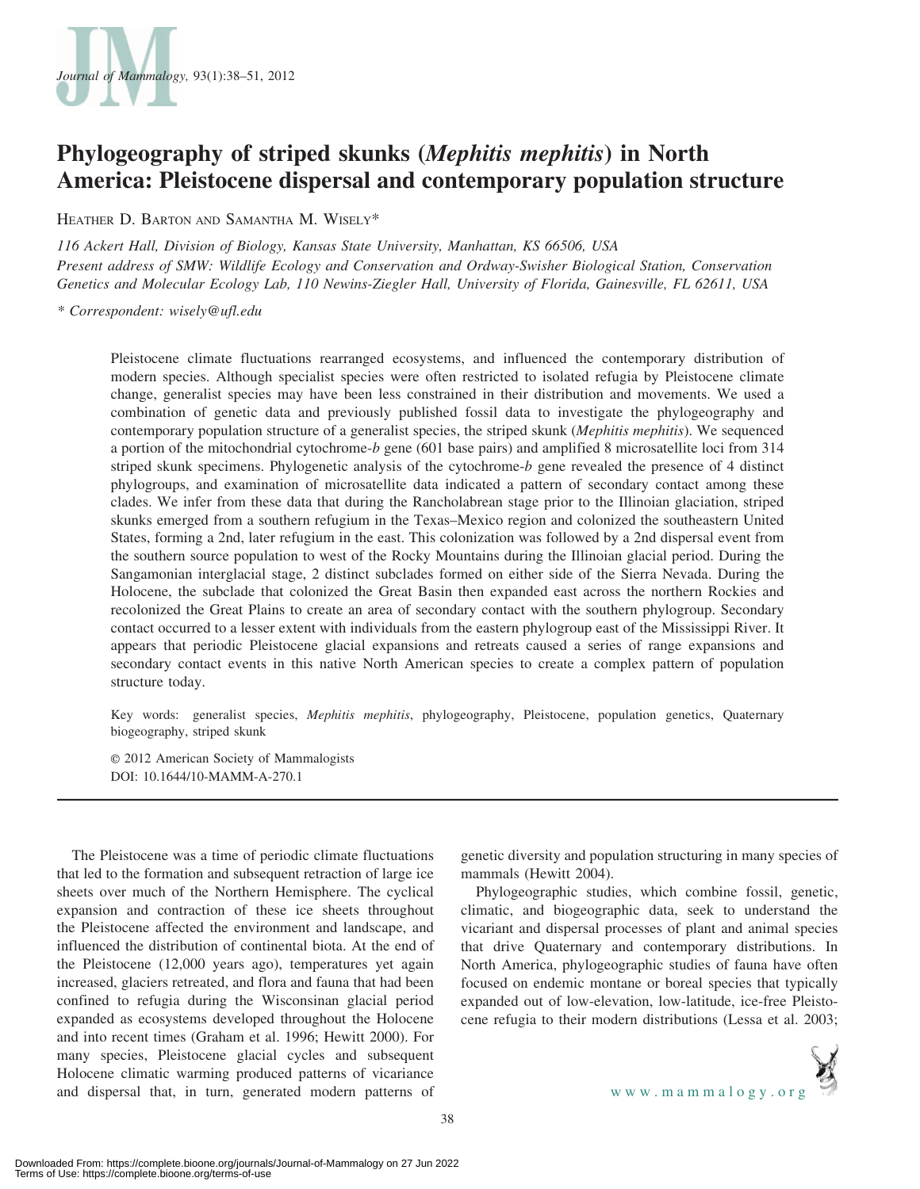# Phylogeography of striped skunks (*Mephitis mephitis*) in North America: Pleistocene dispersal and contemporary population structure

Heather D. Barton and Samantha M. Wisely*

*116 Ackert Hall, Division of Biology, Kansas State University, Manhattan, KS 66506, USA*
*Present address of SMW: Wildlife Ecology and Conservation and Ordway-Swisher Biological Station, Conservation Genetics and Molecular Ecology Lab, 110 Newins-Ziegler Hall, University of Florida, Gainesville, FL 62611, USA*

*\* Correspondent: wisely@ufl.edu*

Pleistocene climate fluctuations rearranged ecosystems, and influenced the contemporary distribution of modern species. Although specialist species were often restricted to isolated refugia by Pleistocene climate change, generalist species may have been less constrained in their distribution and movements. We used a combination of genetic data and previously published fossil data to investigate the phylogeography and contemporary population structure of a generalist species, the striped skunk (*Mephitis mephitis*). We sequenced a portion of the mitochondrial cytochrome-*b* gene (601 base pairs) and amplified 8 microsatellite loci from 314 striped skunk specimens. Phylogenetic analysis of the cytochrome-*b* gene revealed the presence of 4 distinct phylogroups, and examination of microsatellite data indicated a pattern of secondary contact among these clades. We infer from these data that during the Rancholabrean stage prior to the Illinoian glaciation, striped skunks emerged from a southern refugium in the Texas–Mexico region and colonized the southeastern United States, forming a 2nd, later refugium in the east. This colonization was followed by a 2nd dispersal event from the southern source population to west of the Rocky Mountains during the Illinoian glacial period. During the Sangamonian interglacial stage, 2 distinct subclades formed on either side of the Sierra Nevada. During the Holocene, the subclade that colonized the Great Basin then expanded east across the northern Rockies and recolonized the Great Plains to create an area of secondary contact with the southern phylogroup. Secondary contact occurred to a lesser extent with individuals from the eastern phylogroup east of the Mississippi River. It appears that periodic Pleistocene glacial expansions and retreats caused a series of range expansions and secondary contact events in this native North American species to create a complex pattern of population structure today.

Key words: generalist species, *Mephitis mephitis*, phylogeography, Pleistocene, population genetics, Quaternary biogeography, striped skunk

© 2012 American Society of Mammalogists
DOI: 10.1644/10-MAMM-A-270.1

The Pleistocene was a time of periodic climate fluctuations that led to the formation and subsequent retraction of large ice sheets over much of the Northern Hemisphere. The cyclical expansion and contraction of these ice sheets throughout the Pleistocene affected the environment and landscape, and influenced the distribution of continental biota. At the end of the Pleistocene (12,000 years ago), temperatures yet again increased, glaciers retreated, and flora and fauna that had been confined to refugia during the Wisconsinan glacial period expanded as ecosystems developed throughout the Holocene and into recent times (Graham et al. 1996; Hewitt 2000). For many species, Pleistocene glacial cycles and subsequent Holocene climatic warming produced patterns of vicariance and dispersal that, in turn, generated modern patterns of genetic diversity and population structuring in many species of mammals (Hewitt 2004).

Phylogeographic studies, which combine fossil, genetic, climatic, and biogeographic data, seek to understand the vicariant and dispersal processes of plant and animal species that drive Quaternary and contemporary distributions. In North America, phylogeographic studies of fauna have often focused on endemic montane or boreal species that typically expanded out of low-elevation, low-latitude, ice-free Pleistocene refugia to their modern distributions (Lessa et al. 2003;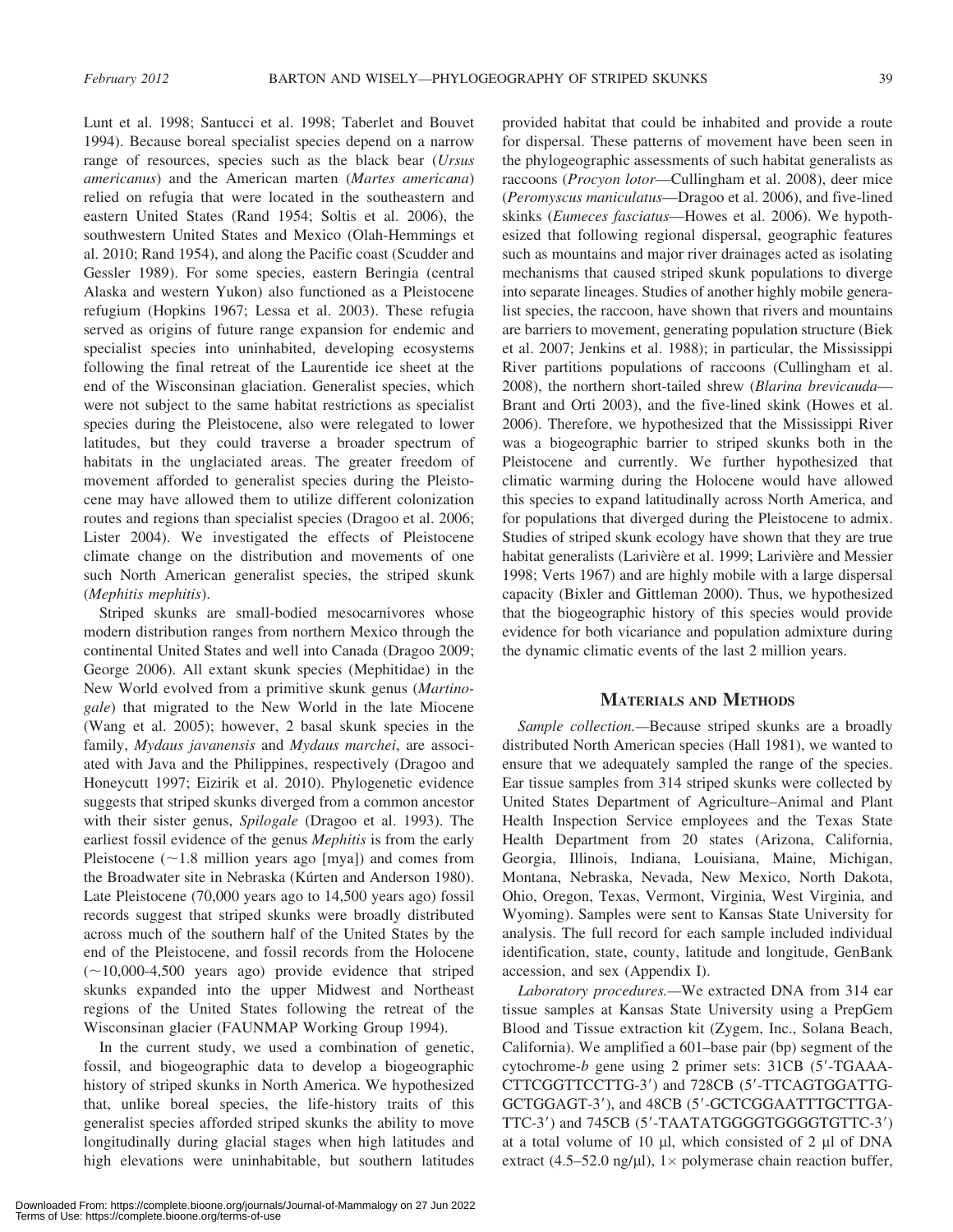Lunt et al. 1998; Santucci et al. 1998; Taberlet and Bouvet 1994). Because boreal specialist species depend on a narrow range of resources, species such as the black bear (*Ursus americanus*) and the American marten (*Martes americana*) relied on refugia that were located in the southeastern and eastern United States (Rand 1954; Soltis et al. 2006), the southwestern United States and Mexico (Olah-Hemmings et al. 2010; Rand 1954), and along the Pacific coast (Scudder and Gessler 1989). For some species, eastern Beringia (central Alaska and western Yukon) also functioned as a Pleistocene refugium (Hopkins 1967; Lessa et al. 2003). These refugia served as origins of future range expansion for endemic and specialist species into uninhabited, developing ecosystems following the final retreat of the Laurentide ice sheet at the end of the Wisconsinan glaciation. Generalist species, which were not subject to the same habitat restrictions as specialist species during the Pleistocene, also were relegated to lower latitudes, but they could traverse a broader spectrum of habitats in the unglaciated areas. The greater freedom of movement afforded to generalist species during the Pleistocene may have allowed them to utilize different colonization routes and regions than specialist species (Dragoo et al. 2006; Lister 2004). We investigated the effects of Pleistocene climate change on the distribution and movements of one such North American generalist species, the striped skunk (*Mephitis mephitis*).

Striped skunks are small-bodied mesocarnivores whose modern distribution ranges from northern Mexico through the continental United States and well into Canada (Dragoo 2009; George 2006). All extant skunk species (Mephitidae) in the New World evolved from a primitive skunk genus (*Martinogale*) that migrated to the New World in the late Miocene (Wang et al. 2005); however, 2 basal skunk species in the family, *Mydaus javanensis* and *Mydaus marchei*, are associated with Java and the Philippines, respectively (Dragoo and Honeycutt 1997; Eizirik et al. 2010). Phylogenetic evidence suggests that striped skunks diverged from a common ancestor with their sister genus, *Spilogale* (Dragoo et al. 1993). The earliest fossil evidence of the genus *Mephitis* is from the early Pleistocene (~1.8 million years ago [mya]) and comes from the Broadwater site in Nebraska (Kúrten and Anderson 1980). Late Pleistocene (70,000 years ago to 14,500 years ago) fossil records suggest that striped skunks were broadly distributed across much of the southern half of the United States by the end of the Pleistocene, and fossil records from the Holocene (~10,000-4,500 years ago) provide evidence that striped skunks expanded into the upper Midwest and Northeast regions of the United States following the retreat of the Wisconsinan glacier (FAUNMAP Working Group 1994).

In the current study, we used a combination of genetic, fossil, and biogeographic data to develop a biogeographic history of striped skunks in North America. We hypothesized that, unlike boreal species, the life-history traits of this generalist species afforded striped skunks the ability to move longitudinally during glacial stages when high latitudes and high elevations were uninhabitable, but southern latitudes provided habitat that could be inhabited and provide a route for dispersal. These patterns of movement have been seen in the phylogeographic assessments of such habitat generalists as raccoons (*Procyon lotor*—Cullingham et al. 2008), deer mice (*Peromyscus maniculatus*—Dragoo et al. 2006), and five-lined skinks (*Eumeces fasciatus*—Howes et al. 2006). We hypothesized that following regional dispersal, geographic features such as mountains and major river drainages acted as isolating mechanisms that caused striped skunk populations to diverge into separate lineages. Studies of another highly mobile generalist species, the raccoon, have shown that rivers and mountains are barriers to movement, generating population structure (Biek et al. 2007; Jenkins et al. 1988); in particular, the Mississippi River partitions populations of raccoons (Cullingham et al. 2008), the northern short-tailed shrew (*Blarina brevicauda*—Brant and Orti 2003), and the five-lined skink (Howes et al. 2006). Therefore, we hypothesized that the Mississippi River was a biogeographic barrier to striped skunks both in the Pleistocene and currently. We further hypothesized that climatic warming during the Holocene would have allowed this species to expand latitudinally across North America, and for populations that diverged during the Pleistocene to admix. Studies of striped skunk ecology have shown that they are true habitat generalists (Larivière et al. 1999; Larivière and Messier 1998; Verts 1967) and are highly mobile with a large dispersal capacity (Bixler and Gittleman 2000). Thus, we hypothesized that the biogeographic history of this species would provide evidence for both vicariance and population admixture during the dynamic climatic events of the last 2 million years.

## Materials and Methods

*Sample collection.*—Because striped skunks are a broadly distributed North American species (Hall 1981), we wanted to ensure that we adequately sampled the range of the species. Ear tissue samples from 314 striped skunks were collected by United States Department of Agriculture–Animal and Plant Health Inspection Service employees and the Texas State Health Department from 20 states (Arizona, California, Georgia, Illinois, Indiana, Louisiana, Maine, Michigan, Montana, Nebraska, Nevada, New Mexico, North Dakota, Ohio, Oregon, Texas, Vermont, Virginia, West Virginia, and Wyoming). Samples were sent to Kansas State University for analysis. The full record for each sample included individual identification, state, county, latitude and longitude, GenBank accession, and sex (Appendix I).

*Laboratory procedures.*—We extracted DNA from 314 ear tissue samples at Kansas State University using a PrepGem Blood and Tissue extraction kit (Zygem, Inc., Solana Beach, California). We amplified a 601–base pair (bp) segment of the cytochrome-*b* gene using 2 primer sets: 31CB (5′-TGAAA-CTTCGGTTCCTTG-3′) and 728CB (5′-TTCAGTGGATTG-GCTGGAGT-3′), and 48CB (5′-GCTCGGAATTTGCTTGA-TTC-3′) and 745CB (5′-TAATATGGGGTGGGGTGTTC-3′) at a total volume of 10 μl, which consisted of 2 μl of DNA extract (4.5–52.0 ng/μl), 1× polymerase chain reaction buffer,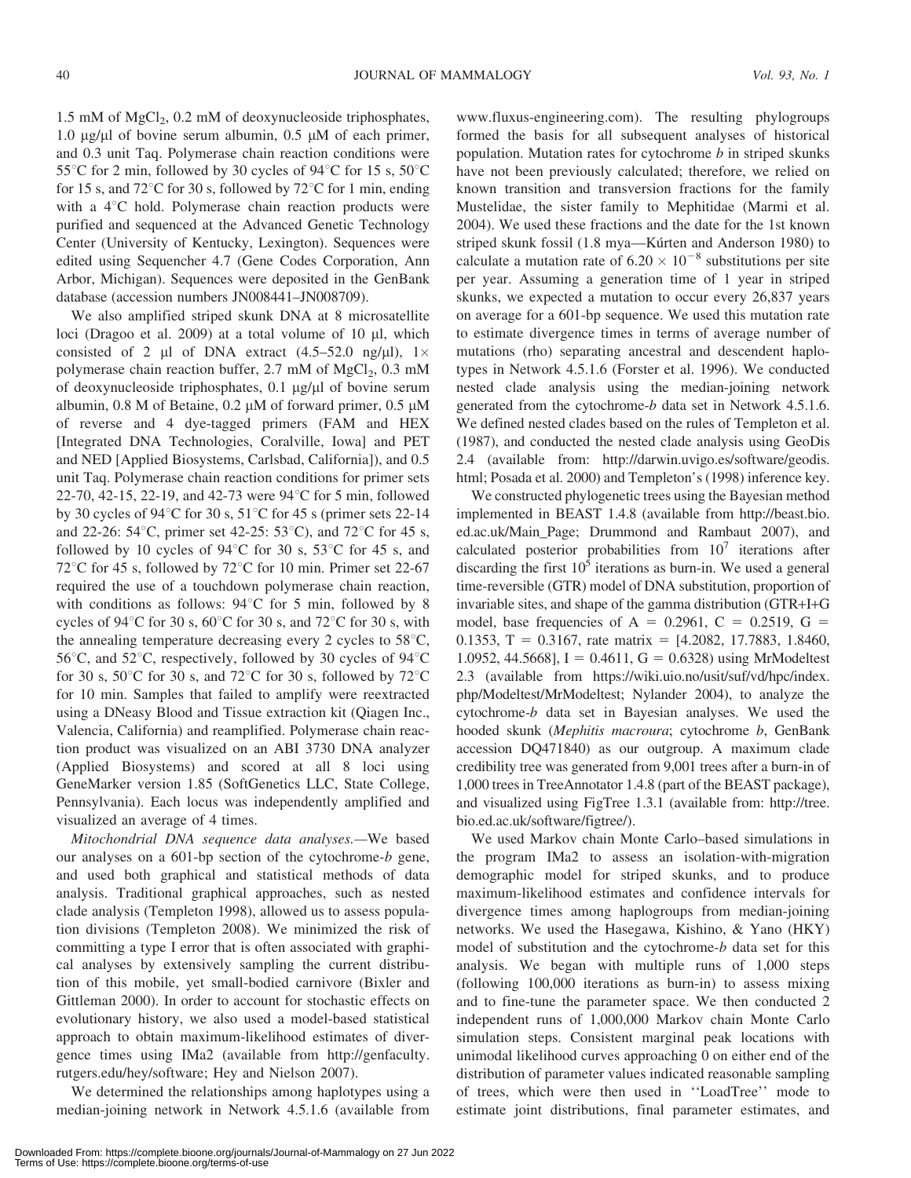1.5 mM of $MgCl_2$, 0.2 mM of deoxynucleoside triphosphates, 1.0 μg/μl of bovine serum albumin, 0.5 μM of each primer, and 0.3 unit Taq. Polymerase chain reaction conditions were 55°C for 2 min, followed by 30 cycles of 94°C for 15 s, 50°C for 15 s, and 72°C for 30 s, followed by 72°C for 1 min, ending with a 4°C hold. Polymerase chain reaction products were purified and sequenced at the Advanced Genetic Technology Center (University of Kentucky, Lexington). Sequences were edited using Sequencher 4.7 (Gene Codes Corporation, Ann Arbor, Michigan). Sequences were deposited in the GenBank database (accession numbers JN008441–JN008709).

We also amplified striped skunk DNA at 8 microsatellite loci (Dragoo et al. 2009) at a total volume of 10 μl, which consisted of 2 μl of DNA extract (4.5–52.0 ng/μl), 1× polymerase chain reaction buffer, 2.7 mM of $MgCl_2$, 0.3 mM of deoxynucleoside triphosphates, 0.1 μg/μl of bovine serum albumin, 0.8 M of Betaine, 0.2 μM of forward primer, 0.5 μM of reverse and 4 dye-tagged primers (FAM and HEX [Integrated DNA Technologies, Coralville, Iowa] and PET and NED [Applied Biosystems, Carlsbad, California]), and 0.5 unit Taq. Polymerase chain reaction conditions for primer sets 22-70, 42-15, 22-19, and 42-73 were 94°C for 5 min, followed by 30 cycles of 94°C for 30 s, 51°C for 45 s (primer sets 22-14 and 22-26: 54°C, primer set 42-25: 53°C), and 72°C for 45 s, followed by 10 cycles of 94°C for 30 s, 53°C for 45 s, and 72°C for 45 s, followed by 72°C for 10 min. Primer set 22-67 required the use of a touchdown polymerase chain reaction, with conditions as follows: 94°C for 5 min, followed by 8 cycles of 94°C for 30 s, 60°C for 30 s, and 72°C for 30 s, with the annealing temperature decreasing every 2 cycles to 58°C, 56°C, and 52°C, respectively, followed by 30 cycles of 94°C for 30 s, 50°C for 30 s, and 72°C for 30 s, followed by 72°C for 10 min. Samples that failed to amplify were reextracted using a DNeasy Blood and Tissue extraction kit (Qiagen Inc., Valencia, California) and reamplified. Polymerase chain reaction product was visualized on an ABI 3730 DNA analyzer (Applied Biosystems) and scored at all 8 loci using GeneMarker version 1.85 (SoftGenetics LLC, State College, Pennsylvania). Each locus was independently amplified and visualized an average of 4 times.

*Mitochondrial DNA sequence data analyses.*—We based our analyses on a 601-bp section of the cytochrome-*b* gene, and used both graphical and statistical methods of data analysis. Traditional graphical approaches, such as nested clade analysis (Templeton 1998), allowed us to assess population divisions (Templeton 2008). We minimized the risk of committing a type I error that is often associated with graphical analyses by extensively sampling the current distribution of this mobile, yet small-bodied carnivore (Bixler and Gittleman 2000). In order to account for stochastic effects on evolutionary history, we also used a model-based statistical approach to obtain maximum-likelihood estimates of divergence times using IMa2 (available from http://genfaculty.rutgers.edu/hey/software; Hey and Nielson 2007).

We determined the relationships among haplotypes using a median-joining network in Network 4.5.1.6 (available from www.fluxus-engineering.com). The resulting phylogroups formed the basis for all subsequent analyses of historical population. Mutation rates for cytochrome *b* in striped skunks have not been previously calculated; therefore, we relied on known transition and transversion fractions for the family Mustelidae, the sister family to Mephitidae (Marmi et al. 2004). We used these fractions and the date for the 1st known striped skunk fossil (1.8 mya—Kúrten and Anderson 1980) to calculate a mutation rate of $6.20 \times 10^{-8}$ substitutions per site per year. Assuming a generation time of 1 year in striped skunks, we expected a mutation to occur every 26,837 years on average for a 601-bp sequence. We used this mutation rate to estimate divergence times in terms of average number of mutations (rho) separating ancestral and descendent haplotypes in Network 4.5.1.6 (Forster et al. 1996). We conducted nested clade analysis using the median-joining network generated from the cytochrome-*b* data set in Network 4.5.1.6. We defined nested clades based on the rules of Templeton et al. (1987), and conducted the nested clade analysis using GeoDis 2.4 (available from: http://darwin.uvigo.es/software/geodis.html; Posada et al. 2000) and Templeton's (1998) inference key.

We constructed phylogenetic trees using the Bayesian method implemented in BEAST 1.4.8 (available from http://beast.bio.ed.ac.uk/Main_Page; Drummond and Rambaut 2007), and calculated posterior probabilities from $10^7$ iterations after discarding the first $10^5$ iterations as burn-in. We used a general time-reversible (GTR) model of DNA substitution, proportion of invariable sites, and shape of the gamma distribution (GTR+I+G model, base frequencies of A = 0.2961, C = 0.2519, G = 0.1353, T = 0.3167, rate matrix = [4.2082, 17.7883, 1.8460, 1.0952, 44.5668], I = 0.4611, G = 0.6328) using MrModeltest 2.3 (available from https://wiki.uio.no/usit/suf/vd/hpc/index.php/Modeltest/MrModeltest; Nylander 2004), to analyze the cytochrome-*b* data set in Bayesian analyses. We used the hooded skunk (*Mephitis macroura*; cytochrome *b*, GenBank accession DQ471840) as our outgroup. A maximum clade credibility tree was generated from 9,001 trees after a burn-in of 1,000 trees in TreeAnnotator 1.4.8 (part of the BEAST package), and visualized using FigTree 1.3.1 (available from: http://tree.bio.ed.ac.uk/software/figtree/).

We used Markov chain Monte Carlo–based simulations in the program IMa2 to assess an isolation-with-migration demographic model for striped skunks, and to produce maximum-likelihood estimates and confidence intervals for divergence times among haplogroups from median-joining networks. We used the Hasegawa, Kishino, & Yano (HKY) model of substitution and the cytochrome-*b* data set for this analysis. We began with multiple runs of 1,000 steps (following 100,000 iterations as burn-in) to assess mixing and to fine-tune the parameter space. We then conducted 2 independent runs of 1,000,000 Markov chain Monte Carlo simulation steps. Consistent marginal peak locations with unimodal likelihood curves approaching 0 on either end of the distribution of parameter values indicated reasonable sampling of trees, which were then used in ''LoadTree'' mode to estimate joint distributions, final parameter estimates, and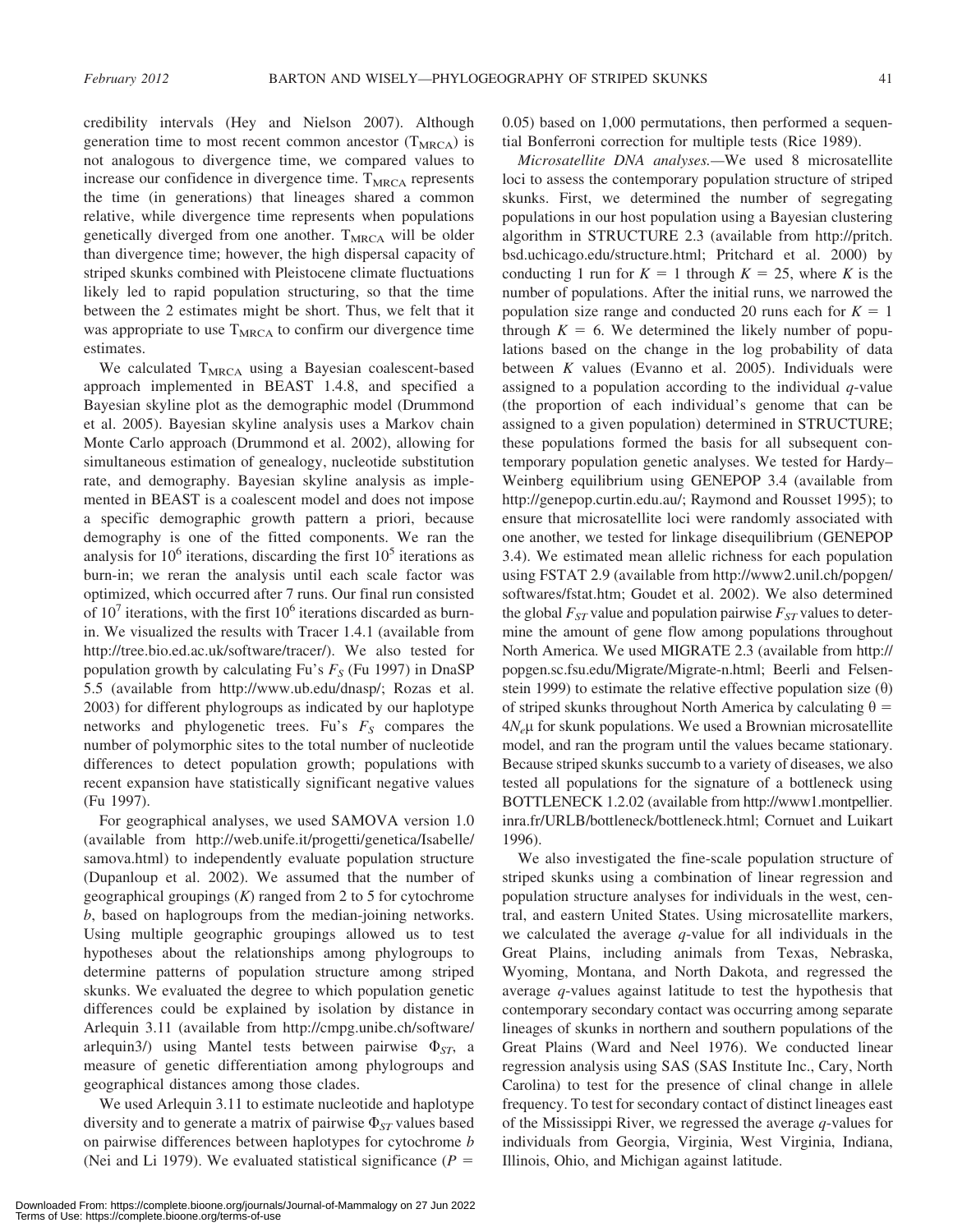credibility intervals (Hey and Nielson 2007). Although generation time to most recent common ancestor ($T_{MRCA}$) is not analogous to divergence time, we compared values to increase our confidence in divergence time. $T_{MRCA}$ represents the time (in generations) that lineages shared a common relative, while divergence time represents when populations genetically diverged from one another. $T_{MRCA}$ will be older than divergence time; however, the high dispersal capacity of striped skunks combined with Pleistocene climate fluctuations likely led to rapid population structuring, so that the time between the 2 estimates might be short. Thus, we felt that it was appropriate to use $T_{MRCA}$ to confirm our divergence time estimates.

We calculated $T_{MRCA}$ using a Bayesian coalescent-based approach implemented in BEAST 1.4.8, and specified a Bayesian skyline plot as the demographic model (Drummond et al. 2005). Bayesian skyline analysis uses a Markov chain Monte Carlo approach (Drummond et al. 2002), allowing for simultaneous estimation of genealogy, nucleotide substitution rate, and demography. Bayesian skyline analysis as implemented in BEAST is a coalescent model and does not impose a specific demographic growth pattern a priori, because demography is one of the fitted components. We ran the analysis for $10^6$ iterations, discarding the first $10^5$ iterations as burn-in; we reran the analysis until each scale factor was optimized, which occurred after 7 runs. Our final run consisted of $10^7$ iterations, with the first $10^6$ iterations discarded as burn-in. We visualized the results with Tracer 1.4.1 (available from http://tree.bio.ed.ac.uk/software/tracer/). We also tested for population growth by calculating Fu's $F_S$ (Fu 1997) in DnaSP 5.5 (available from http://www.ub.edu/dnasp/; Rozas et al. 2003) for different phylogroups as indicated by our haplotype networks and phylogenetic trees. Fu's $F_S$ compares the number of polymorphic sites to the total number of nucleotide differences to detect population growth; populations with recent expansion have statistically significant negative values (Fu 1997).

For geographical analyses, we used SAMOVA version 1.0 (available from http://web.unife.it/progetti/genetica/Isabelle/samova.html) to independently evaluate population structure (Dupanloup et al. 2002). We assumed that the number of geographical groupings ($K$) ranged from 2 to 5 for cytochrome *b*, based on haplogroups from the median-joining networks. Using multiple geographic groupings allowed us to test hypotheses about the relationships among phylogroups to determine patterns of population structure among striped skunks. We evaluated the degree to which population genetic differences could be explained by isolation by distance in Arlequin 3.11 (available from http://cmpg.unibe.ch/software/arlequin3/) using Mantel tests between pairwise $\Phi_{ST}$, a measure of genetic differentiation among phylogroups and geographical distances among those clades.

We used Arlequin 3.11 to estimate nucleotide and haplotype diversity and to generate a matrix of pairwise $\Phi_{ST}$ values based on pairwise differences between haplotypes for cytochrome *b* (Nei and Li 1979). We evaluated statistical significance ($P$ = 0.05) based on 1,000 permutations, then performed a sequential Bonferroni correction for multiple tests (Rice 1989).

*Microsatellite DNA analyses.*—We used 8 microsatellite loci to assess the contemporary population structure of striped skunks. First, we determined the number of segregating populations in our host population using a Bayesian clustering algorithm in STRUCTURE 2.3 (available from http://pritch.bsd.uchicago.edu/structure.html; Pritchard et al. 2000) by conducting 1 run for $K = 1$ through $K = 25$, where $K$ is the number of populations. After the initial runs, we narrowed the population size range and conducted 20 runs each for $K = 1$ through $K = 6$. We determined the likely number of populations based on the change in the log probability of data between $K$ values (Evanno et al. 2005). Individuals were assigned to a population according to the individual $q$-value (the proportion of each individual's genome that can be assigned to a given population) determined in STRUCTURE; these populations formed the basis for all subsequent contemporary population genetic analyses. We tested for Hardy–Weinberg equilibrium using GENEPOP 3.4 (available from http://genepop.curtin.edu.au/; Raymond and Rousset 1995); to ensure that microsatellite loci were randomly associated with one another, we tested for linkage disequilibrium (GENEPOP 3.4). We estimated mean allelic richness for each population using FSTAT 2.9 (available from http://www2.unil.ch/popgen/softwares/fstat.htm; Goudet et al. 2002). We also determined the global $F_{ST}$ value and population pairwise $F_{ST}$ values to determine the amount of gene flow among populations throughout North America. We used MIGRATE 2.3 (available from http://popgen.sc.fsu.edu/Migrate/Migrate-n.html; Beerli and Felsenstein 1999) to estimate the relative effective population size ($\theta$) of striped skunks throughout North America by calculating $\theta = 4N_e\mu$ for skunk populations. We used a Brownian microsatellite model, and ran the program until the values became stationary. Because striped skunks succumb to a variety of diseases, we also tested all populations for the signature of a bottleneck using BOTTLENECK 1.2.02 (available from http://www1.montpellier.inra.fr/URLB/bottleneck/bottleneck.html; Cornuet and Luikart 1996).

We also investigated the fine-scale population structure of striped skunks using a combination of linear regression and population structure analyses for individuals in the west, central, and eastern United States. Using microsatellite markers, we calculated the average $q$-value for all individuals in the Great Plains, including animals from Texas, Nebraska, Wyoming, Montana, and North Dakota, and regressed the average $q$-values against latitude to test the hypothesis that contemporary secondary contact was occurring among separate lineages of skunks in northern and southern populations of the Great Plains (Ward and Neel 1976). We conducted linear regression analysis using SAS (SAS Institute Inc., Cary, North Carolina) to test for the presence of clinal change in allele frequency. To test for secondary contact of distinct lineages east of the Mississippi River, we regressed the average $q$-values for individuals from Georgia, Virginia, West Virginia, Indiana, Illinois, Ohio, and Michigan against latitude.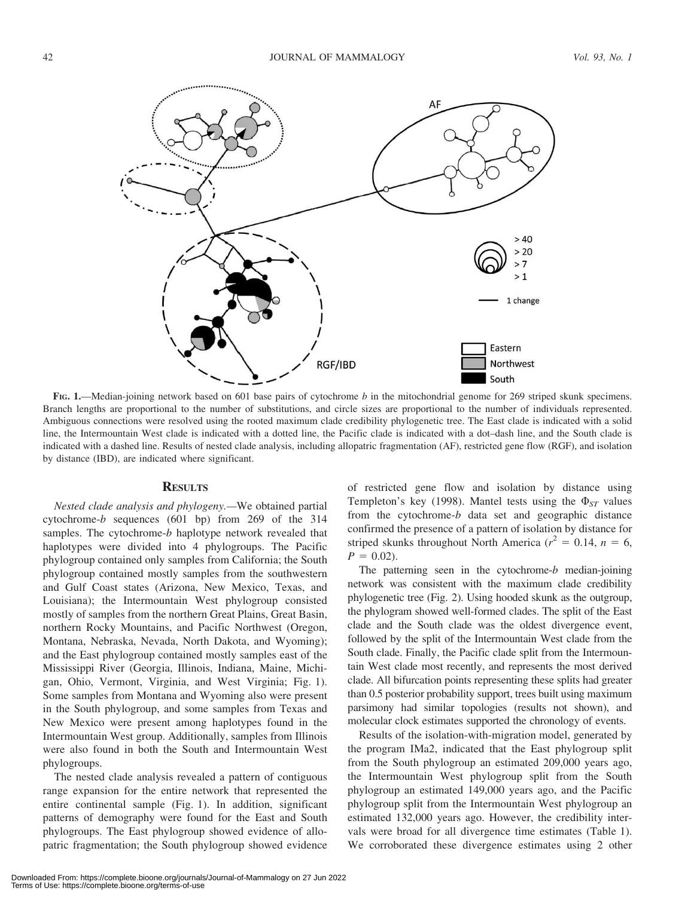FIG. 1.—Median-joining network based on 601 base pairs of cytochrome *b* in the mitochondrial genome for 269 striped skunk specimens. Branch lengths are proportional to the number of substitutions, and circle sizes are proportional to the number of individuals represented. Ambiguous connections were resolved using the rooted maximum clade credibility phylogenetic tree. The East clade is indicated with a solid line, the Intermountain West clade is indicated with a dotted line, the Pacific clade is indicated with a dot–dash line, and the South clade is indicated with a dashed line. Results of nested clade analysis, including allopatric fragmentation (AF), restricted gene flow (RGF), and isolation by distance (IBD), are indicated where significant.

## RESULTS

*Nested clade analysis and phylogeny.*—We obtained partial cytochrome-*b* sequences (601 bp) from 269 of the 314 samples. The cytochrome-*b* haplotype network revealed that haplotypes were divided into 4 phylogroups. The Pacific phylogroup contained only samples from California; the South phylogroup contained mostly samples from the southwestern and Gulf Coast states (Arizona, New Mexico, Texas, and Louisiana); the Intermountain West phylogroup consisted mostly of samples from the northern Great Plains, Great Basin, northern Rocky Mountains, and Pacific Northwest (Oregon, Montana, Nebraska, Nevada, North Dakota, and Wyoming); and the East phylogroup contained mostly samples east of the Mississippi River (Georgia, Illinois, Indiana, Maine, Michigan, Ohio, Vermont, Virginia, and West Virginia; Fig. 1). Some samples from Montana and Wyoming also were present in the South phylogroup, and some samples from Texas and New Mexico were present among haplotypes found in the Intermountain West group. Additionally, samples from Illinois were also found in both the South and Intermountain West phylogroups.

The nested clade analysis revealed a pattern of contiguous range expansion for the entire network that represented the entire continental sample (Fig. 1). In addition, significant patterns of demography were found for the East and South phylogroups. The East phylogroup showed evidence of allopatric fragmentation; the South phylogroup showed evidence of restricted gene flow and isolation by distance using Templeton's key (1998). Mantel tests using the $\Phi_{ST}$ values from the cytochrome-*b* data set and geographic distance confirmed the presence of a pattern of isolation by distance for striped skunks throughout North America ($r^2 = 0.14$, $n = 6$, $P = 0.02$).

The patterning seen in the cytochrome-*b* median-joining network was consistent with the maximum clade credibility phylogenetic tree (Fig. 2). Using hooded skunk as the outgroup, the phylogram showed well-formed clades. The split of the East clade and the South clade was the oldest divergence event, followed by the split of the Intermountain West clade from the South clade. Finally, the Pacific clade split from the Intermountain West clade most recently, and represents the most derived clade. All bifurcation points representing these splits had greater than 0.5 posterior probability support, trees built using maximum parsimony had similar topologies (results not shown), and molecular clock estimates supported the chronology of events.

Results of the isolation-with-migration model, generated by the program IMa2, indicated that the East phylogroup split from the South phylogroup an estimated 209,000 years ago, the Intermountain West phylogroup split from the South phylogroup an estimated 149,000 years ago, and the Pacific phylogroup split from the Intermountain West phylogroup an estimated 132,000 years ago. However, the credibility intervals were broad for all divergence time estimates (Table 1). We corroborated these divergence estimates using 2 other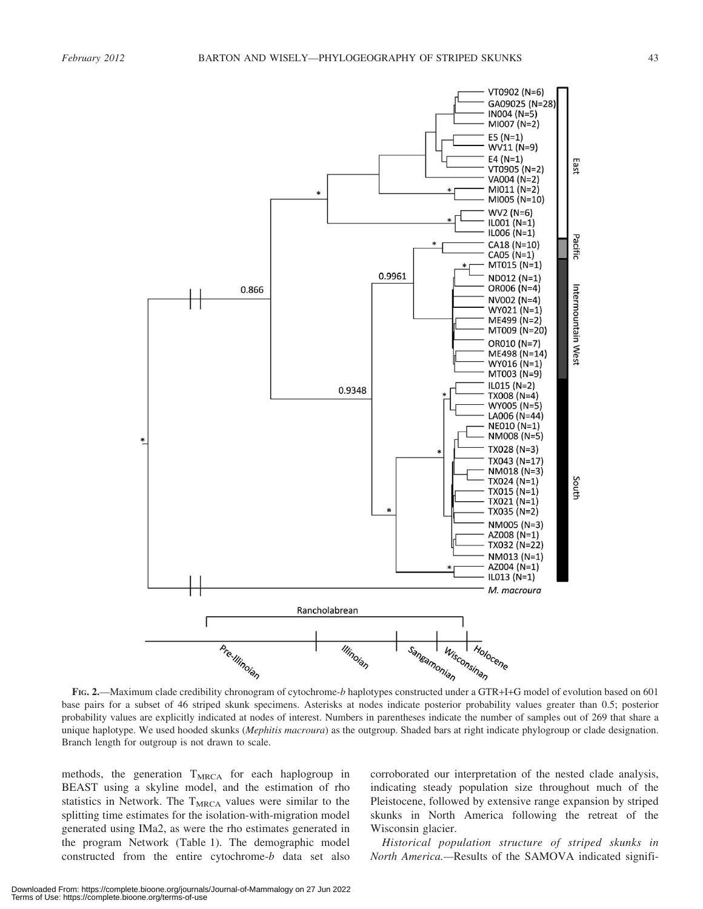FIG. 2.—Maximum clade credibility chronogram of cytochrome-*b* haplotypes constructed under a GTR+I+G model of evolution based on 601 base pairs for a subset of 46 striped skunk specimens. Asterisks at nodes indicate posterior probability values greater than 0.5; posterior probability values are explicitly indicated at nodes of interest. Numbers in parentheses indicate the number of samples out of 269 that share a unique haplotype. We used hooded skunks (*Mephitis macroura*) as the outgroup. Shaded bars at right indicate phylogroup or clade designation. Branch length for outgroup is not drawn to scale.

methods, the generation $T_{MRCA}$ for each haplogroup in BEAST using a skyline model, and the estimation of rho statistics in Network. The $T_{MRCA}$ values were similar to the splitting time estimates for the isolation-with-migration model generated using IMa2, as were the rho estimates generated in the program Network (Table 1). The demographic model constructed from the entire cytochrome-*b* data set also corroborated our interpretation of the nested clade analysis, indicating steady population size throughout much of the Pleistocene, followed by extensive range expansion by striped skunks in North America following the retreat of the Wisconsin glacier.

*Historical population structure of striped skunks in North America.*—Results of the SAMOVA indicated signifi-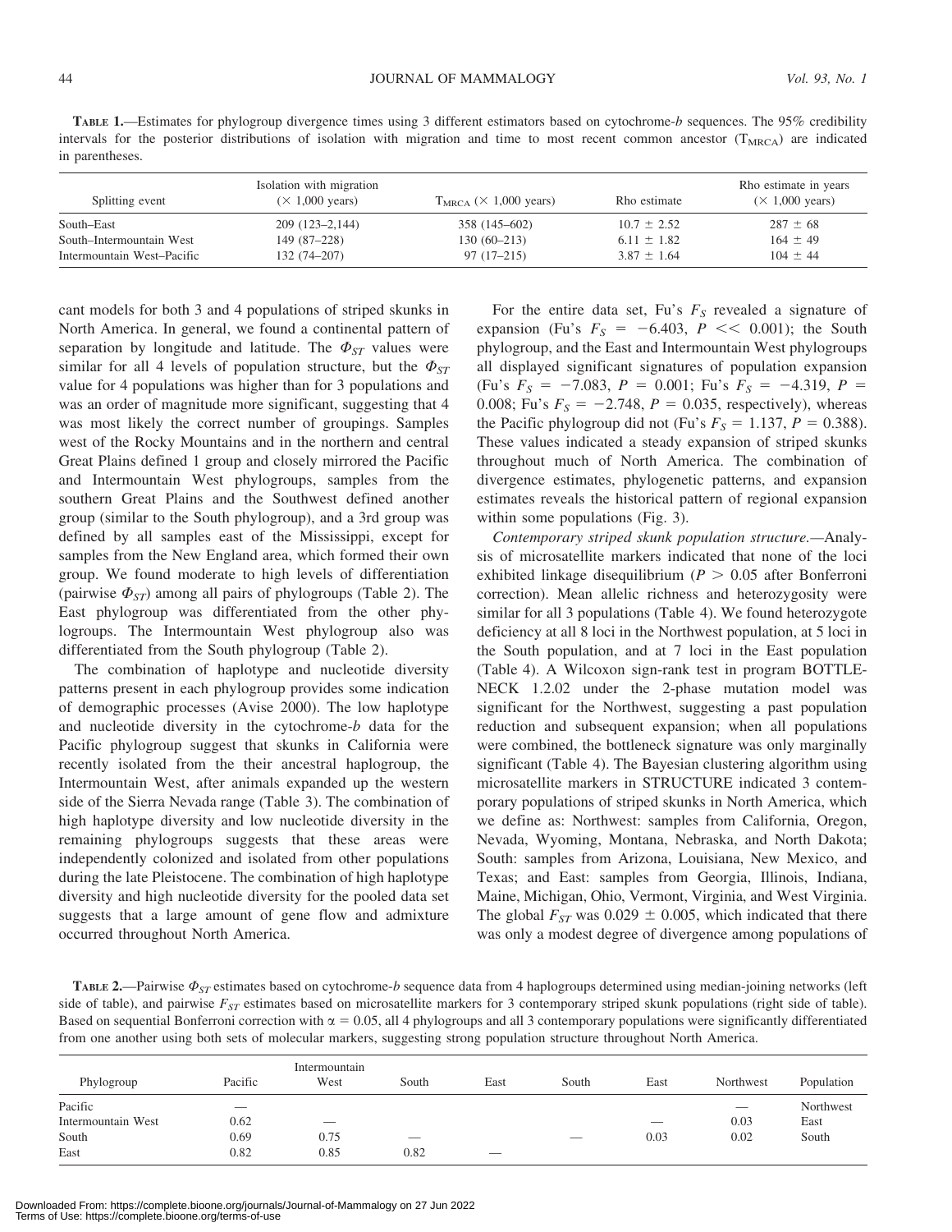**TABLE 1.**—Estimates for phylogroup divergence times using 3 different estimators based on cytochrome-*b* sequences. The 95% credibility intervals for the posterior distributions of isolation with migration and time to most recent common ancestor ($T_{MRCA}$) are indicated in parentheses.

| Splitting event | Isolation with migration ($\times$ 1,000 years) | $T_{MRCA}$ ($\times$ 1,000 years) | Rho estimate | Rho estimate in years ($\times$ 1,000 years) |
|---|---|---|---|---|
| South–East | 209 (123–2,144) | 358 (145–602) | 10.7 ± 2.52 | 287 ± 68 |
| South–Intermountain West | 149 (87–228) | 130 (60–213) | 6.11 ± 1.82 | 164 ± 49 |
| Intermountain West–Pacific | 132 (74–207) | 97 (17–215) | 3.87 ± 1.64 | 104 ± 44 |

cant models for both 3 and 4 populations of striped skunks in North America. In general, we found a continental pattern of separation by longitude and latitude. The $\Phi_{ST}$ values were similar for all 4 levels of population structure, but the $\Phi_{ST}$ value for 4 populations was higher than for 3 populations and was an order of magnitude more significant, suggesting that 4 was most likely the correct number of groupings. Samples west of the Rocky Mountains and in the northern and central Great Plains defined 1 group and closely mirrored the Pacific and Intermountain West phylogroups, samples from the southern Great Plains and the Southwest defined another group (similar to the South phylogroup), and a 3rd group was defined by all samples east of the Mississippi, except for samples from the New England area, which formed their own group. We found moderate to high levels of differentiation (pairwise $\Phi_{ST}$) among all pairs of phylogroups (Table 2). The East phylogroup was differentiated from the other phylogroups. The Intermountain West phylogroup also was differentiated from the South phylogroup (Table 2).

The combination of haplotype and nucleotide diversity patterns present in each phylogroup provides some indication of demographic processes (Avise 2000). The low haplotype and nucleotide diversity in the cytochrome-*b* data for the Pacific phylogroup suggest that skunks in California were recently isolated from the their ancestral haplogroup, the Intermountain West, after animals expanded up the western side of the Sierra Nevada range (Table 3). The combination of high haplotype diversity and low nucleotide diversity in the remaining phylogroups suggests that these areas were independently colonized and isolated from other populations during the late Pleistocene. The combination of high haplotype diversity and high nucleotide diversity for the pooled data set suggests that a large amount of gene flow and admixture occurred throughout North America.

For the entire data set, Fu's $F_S$ revealed a signature of expansion (Fu's $F_S = -6.403$, $P << 0.001$); the South phylogroup, and the East and Intermountain West phylogroups all displayed significant signatures of population expansion (Fu's $F_S = -7.083$, $P = 0.001$; Fu's $F_S = -4.319$, $P = 0.008$; Fu's $F_S = -2.748$, $P = 0.035$, respectively), whereas the Pacific phylogroup did not (Fu's $F_S = 1.137$, $P = 0.388$). These values indicated a steady expansion of striped skunks throughout much of North America. The combination of divergence estimates, phylogenetic patterns, and expansion estimates reveals the historical pattern of regional expansion within some populations (Fig. 3).

*Contemporary striped skunk population structure.*—Analysis of microsatellite markers indicated that none of the loci exhibited linkage disequilibrium ($P > 0.05$ after Bonferroni correction). Mean allelic richness and heterozygosity were similar for all 3 populations (Table 4). We found heterozygote deficiency at all 8 loci in the Northwest population, at 5 loci in the South population, and at 7 loci in the East population (Table 4). A Wilcoxon sign-rank test in program BOTTLENECK 1.2.02 under the 2-phase mutation model was significant for the Northwest, suggesting a past population reduction and subsequent expansion; when all populations were combined, the bottleneck signature was only marginally significant (Table 4). The Bayesian clustering algorithm using microsatellite markers in STRUCTURE indicated 3 contemporary populations of striped skunks in North America, which we define as: Northwest: samples from California, Oregon, Nevada, Wyoming, Montana, Nebraska, and North Dakota; South: samples from Arizona, Louisiana, New Mexico, and Texas; and East: samples from Georgia, Illinois, Indiana, Maine, Michigan, Ohio, Vermont, Virginia, and West Virginia. The global $F_{ST}$ was 0.029 ± 0.005, which indicated that there was only a modest degree of divergence among populations of

**TABLE 2.**—Pairwise $\Phi_{ST}$ estimates based on cytochrome-*b* sequence data from 4 haplogroups determined using median-joining networks (left side of table), and pairwise $F_{ST}$ estimates based on microsatellite markers for 3 contemporary striped skunk populations (right side of table). Based on sequential Bonferroni correction with $\alpha = 0.05$, all 4 phylogroups and all 3 contemporary populations were significantly differentiated from one another using both sets of molecular markers, suggesting strong population structure throughout North America.

| Phylogroup | Pacific | Intermountain West | South | East | South | East | Northwest | Population |
|---|---|---|---|---|---|---|---|---|
| Pacific | — | | | | | | — | Northwest |
| Intermountain West | 0.62 | — | | | | — | 0.03 | East |
| South | 0.69 | 0.75 | — | | — | 0.03 | 0.02 | South |
| East | 0.82 | 0.85 | 0.82 | — | | | | |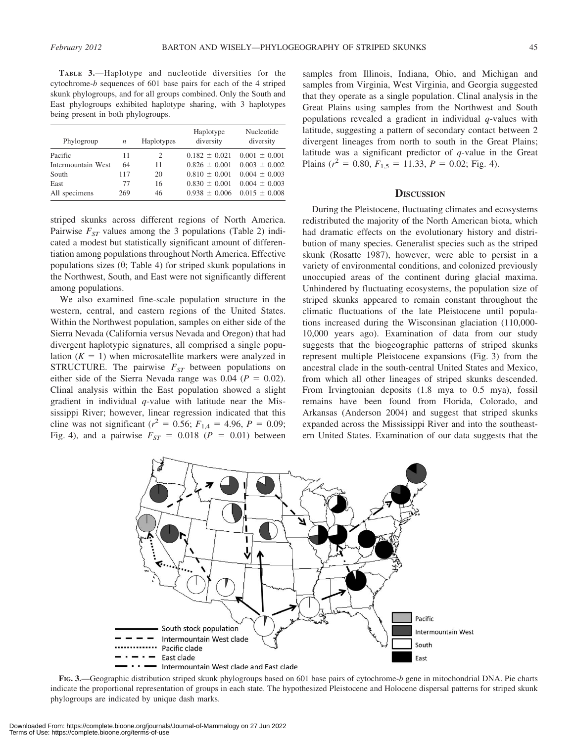**Table 3.**—Haplotype and nucleotide diversities for the cytochrome-*b* sequences of 601 base pairs for each of the 4 striped skunk phylogroups, and for all groups combined. Only the South and East phylogroups exhibited haplotype sharing, with 3 haplotypes being present in both phylogroups.

| Phylogroup | $n$ | Haplotypes | Haplotype diversity | Nucleotide diversity |
|---|---|---|---|---|
| Pacific | 11 | 2 | $0.182 \pm 0.021$ | $0.001 \pm 0.001$ |
| Intermountain West | 64 | 11 | $0.826 \pm 0.001$ | $0.003 \pm 0.002$ |
| South | 117 | 20 | $0.810 \pm 0.001$ | $0.004 \pm 0.003$ |
| East | 77 | 16 | $0.830 \pm 0.001$ | $0.004 \pm 0.003$ |
| All specimens | 269 | 46 | $0.938 \pm 0.006$ | $0.015 \pm 0.008$ |

striped skunks across different regions of North America. Pairwise $F_{ST}$ values among the 3 populations (Table 2) indicated a modest but statistically significant amount of differentiation among populations throughout North America. Effective populations sizes ($\theta$; Table 4) for striped skunk populations in the Northwest, South, and East were not significantly different among populations.

We also examined fine-scale population structure in the western, central, and eastern regions of the United States. Within the Northwest population, samples on either side of the Sierra Nevada (California versus Nevada and Oregon) that had divergent haplotypic signatures, all comprised a single population ($K = 1$) when microsatellite markers were analyzed in STRUCTURE. The pairwise $F_{ST}$ between populations on either side of the Sierra Nevada range was 0.04 ($P = 0.02$). Clinal analysis within the East population showed a slight gradient in individual $q$-value with latitude near the Mississippi River; however, linear regression indicated that this cline was not significant ($r^2 = 0.56$; $F_{1,4} = 4.96$, $P = 0.09$; Fig. 4), and a pairwise $F_{ST} = 0.018$ ($P = 0.01$) between samples from Illinois, Indiana, Ohio, and Michigan and samples from Virginia, West Virginia, and Georgia suggested that they operate as a single population. Clinal analysis in the Great Plains using samples from the Northwest and South populations revealed a gradient in individual $q$-values with latitude, suggesting a pattern of secondary contact between 2 divergent lineages from north to south in the Great Plains; latitude was a significant predictor of $q$-value in the Great Plains ($r^2 = 0.80$, $F_{1,5} = 11.33$, $P = 0.02$; Fig. 4).

## Discussion

During the Pleistocene, fluctuating climates and ecosystems redistributed the majority of the North American biota, which had dramatic effects on the evolutionary history and distribution of many species. Generalist species such as the striped skunk (Rosatte 1987), however, were able to persist in a variety of environmental conditions, and colonized previously unoccupied areas of the continent during glacial maxima. Unhindered by fluctuating ecosystems, the population size of striped skunks appeared to remain constant throughout the climatic fluctuations of the late Pleistocene until populations increased during the Wisconsinan glaciation (110,000-10,000 years ago). Examination of data from our study suggests that the biogeographic patterns of striped skunks represent multiple Pleistocene expansions (Fig. 3) from the ancestral clade in the south-central United States and Mexico, from which all other lineages of striped skunks descended. From Irvingtonian deposits (1.8 mya to 0.5 mya), fossil remains have been found from Florida, Colorado, and Arkansas (Anderson 2004) and suggest that striped skunks expanded across the Mississippi River and into the southeastern United States. Examination of our data suggests that the

**Fig. 3.**—Geographic distribution striped skunk phylogroups based on 601 base pairs of cytochrome-*b* gene in mitochondrial DNA. Pie charts indicate the proportional representation of groups in each state. The hypothesized Pleistocene and Holocene dispersal patterns for striped skunk phylogroups are indicated by unique dash marks.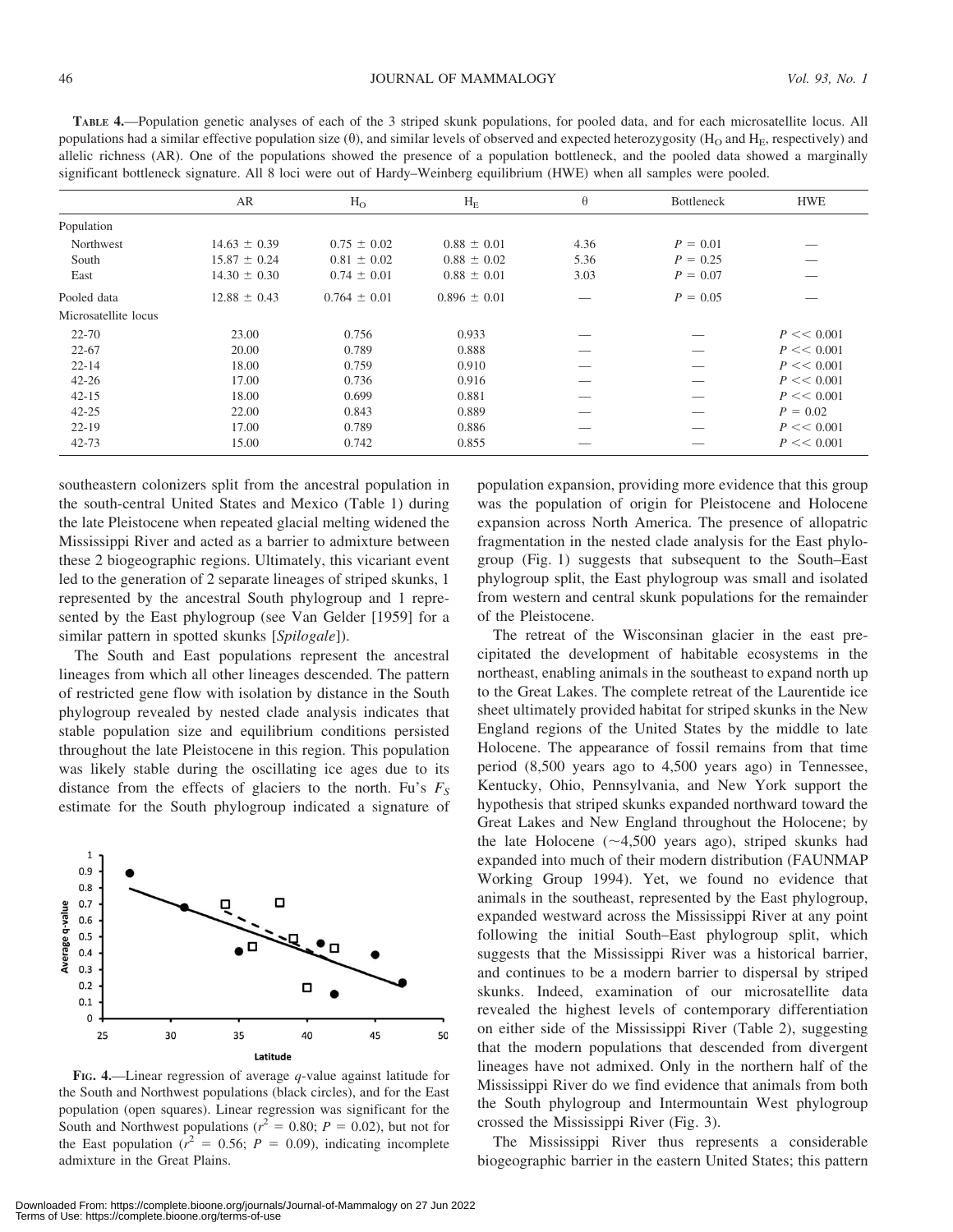**Table 4.**—Population genetic analyses of each of the 3 striped skunk populations, for pooled data, and for each microsatellite locus. All populations had a similar effective population size (θ), and similar levels of observed and expected heterozygosity ($H_O$ and $H_E$, respectively) and allelic richness (AR). One of the populations showed the presence of a population bottleneck, and the pooled data showed a marginally significant bottleneck signature. All 8 loci were out of Hardy–Weinberg equilibrium (HWE) when all samples were pooled.

| | AR | $H_O$ | $H_E$ | θ | Bottleneck | HWE |
|---|---|---|---|---|---|---|
| Population | | | | | | |
| Northwest | 14.63 ± 0.39 | 0.75 ± 0.02 | 0.88 ± 0.01 | 4.36 | $P = 0.01$ | — |
| South | 15.87 ± 0.24 | 0.81 ± 0.02 | 0.88 ± 0.02 | 5.36 | $P = 0.25$ | — |
| East | 14.30 ± 0.30 | 0.74 ± 0.01 | 0.88 ± 0.01 | 3.03 | $P = 0.07$ | — |
| Pooled data | 12.88 ± 0.43 | 0.764 ± 0.01 | 0.896 ± 0.01 | — | $P = 0.05$ | — |
| Microsatellite locus | | | | | | |
| 22-70 | 23.00 | 0.756 | 0.933 | — | — | $P << 0.001$ |
| 22-67 | 20.00 | 0.789 | 0.888 | — | — | $P << 0.001$ |
| 22-14 | 18.00 | 0.759 | 0.910 | — | — | $P << 0.001$ |
| 42-26 | 17.00 | 0.736 | 0.916 | — | — | $P << 0.001$ |
| 42-15 | 18.00 | 0.699 | 0.881 | — | — | $P << 0.001$ |
| 42-25 | 22.00 | 0.843 | 0.889 | — | — | $P = 0.02$ |
| 22-19 | 17.00 | 0.789 | 0.886 | — | — | $P << 0.001$ |
| 42-73 | 15.00 | 0.742 | 0.855 | — | — | $P << 0.001$ |

southeastern colonizers split from the ancestral population in the south-central United States and Mexico (Table 1) during the late Pleistocene when repeated glacial melting widened the Mississippi River and acted as a barrier to admixture between these 2 biogeographic regions. Ultimately, this vicariant event led to the generation of 2 separate lineages of striped skunks, 1 represented by the ancestral South phylogroup and 1 represented by the East phylogroup (see Van Gelder [1959] for a similar pattern in spotted skunks [*Spilogale*]).

The South and East populations represent the ancestral lineages from which all other lineages descended. The pattern of restricted gene flow with isolation by distance in the South phylogroup revealed by nested clade analysis indicates that stable population size and equilibrium conditions persisted throughout the late Pleistocene in this region. This population was likely stable during the oscillating ice ages due to its distance from the effects of glaciers to the north. Fu's $F_S$ estimate for the South phylogroup indicated a signature of population expansion, providing more evidence that this group was the population of origin for Pleistocene and Holocene expansion across North America. The presence of allopatric fragmentation in the nested clade analysis for the East phylogroup (Fig. 1) suggests that subsequent to the South–East phylogroup split, the East phylogroup was small and isolated from western and central skunk populations for the remainder of the Pleistocene.

**Fig. 4.**—Linear regression of average *q*-value against latitude for the South and Northwest populations (black circles), and for the East population (open squares). Linear regression was significant for the South and Northwest populations ($r^2 = 0.80$; $P = 0.02$), but not for the East population ($r^2 = 0.56$; $P = 0.09$), indicating incomplete admixture in the Great Plains.

The retreat of the Wisconsinan glacier in the east precipitated the development of habitable ecosystems in the northeast, enabling animals in the southeast to expand north up to the Great Lakes. The complete retreat of the Laurentide ice sheet ultimately provided habitat for striped skunks in the New England regions of the United States by the middle to late Holocene. The appearance of fossil remains from that time period (8,500 years ago to 4,500 years ago) in Tennessee, Kentucky, Ohio, Pennsylvania, and New York support the hypothesis that striped skunks expanded northward toward the Great Lakes and New England throughout the Holocene; by the late Holocene (~4,500 years ago), striped skunks had expanded into much of their modern distribution (FAUNMAP Working Group 1994). Yet, we found no evidence that animals in the southeast, represented by the East phylogroup, expanded westward across the Mississippi River at any point following the initial South–East phylogroup split, which suggests that the Mississippi River was a historical barrier, and continues to be a modern barrier to dispersal by striped skunks. Indeed, examination of our microsatellite data revealed the highest levels of contemporary differentiation on either side of the Mississippi River (Table 2), suggesting that the modern populations that descended from divergent lineages have not admixed. Only in the northern half of the Mississippi River do we find evidence that animals from both the South phylogroup and Intermountain West phylogroup crossed the Mississippi River (Fig. 3).

The Mississippi River thus represents a considerable biogeographic barrier in the eastern United States; this pattern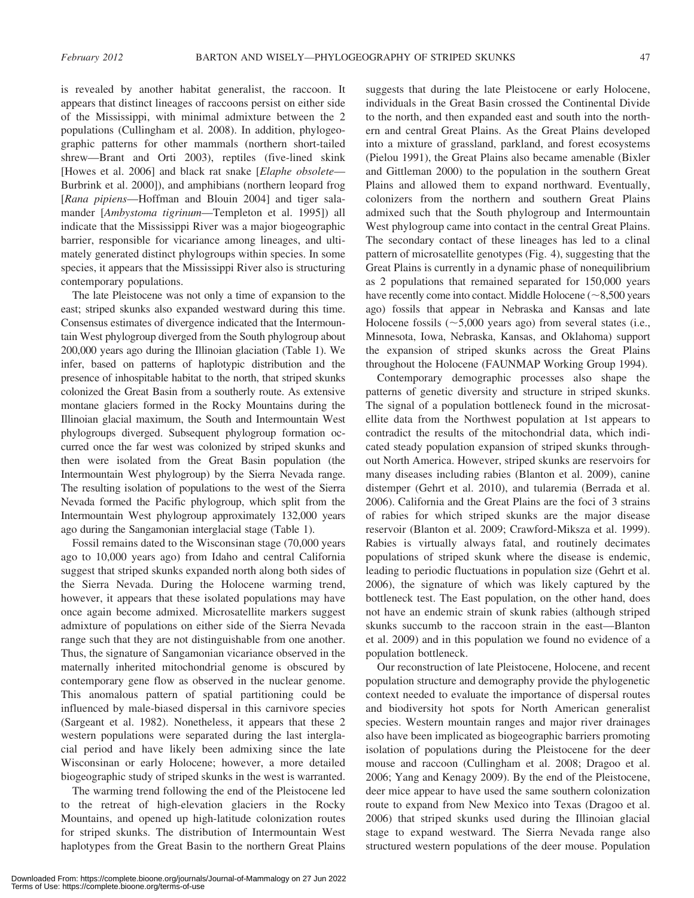is revealed by another habitat generalist, the raccoon. It appears that distinct lineages of raccoons persist on either side of the Mississippi, with minimal admixture between the 2 populations (Cullingham et al. 2008). In addition, phylogeographic patterns for other mammals (northern short-tailed shrew—Brant and Orti 2003), reptiles (five-lined skink [Howes et al. 2006] and black rat snake [*Elaphe obsolete*—Burbrink et al. 2000]), and amphibians (northern leopard frog [*Rana pipiens*—Hoffman and Blouin 2004] and tiger salamander [*Ambystoma tigrinum*—Templeton et al. 1995]) all indicate that the Mississippi River was a major biogeographic barrier, responsible for vicariance among lineages, and ultimately generated distinct phylogroups within species. In some species, it appears that the Mississippi River also is structuring contemporary populations.

The late Pleistocene was not only a time of expansion to the east; striped skunks also expanded westward during this time. Consensus estimates of divergence indicated that the Intermountain West phylogroup diverged from the South phylogroup about 200,000 years ago during the Illinoian glaciation (Table 1). We infer, based on patterns of haplotypic distribution and the presence of inhospitable habitat to the north, that striped skunks colonized the Great Basin from a southerly route. As extensive montane glaciers formed in the Rocky Mountains during the Illinoian glacial maximum, the South and Intermountain West phylogroups diverged. Subsequent phylogroup formation occurred once the far west was colonized by striped skunks and then were isolated from the Great Basin population (the Intermountain West phylogroup) by the Sierra Nevada range. The resulting isolation of populations to the west of the Sierra Nevada formed the Pacific phylogroup, which split from the Intermountain West phylogroup approximately 132,000 years ago during the Sangamonian interglacial stage (Table 1).

Fossil remains dated to the Wisconsinan stage (70,000 years ago to 10,000 years ago) from Idaho and central California suggest that striped skunks expanded north along both sides of the Sierra Nevada. During the Holocene warming trend, however, it appears that these isolated populations may have once again become admixed. Microsatellite markers suggest admixture of populations on either side of the Sierra Nevada range such that they are not distinguishable from one another. Thus, the signature of Sangamonian vicariance observed in the maternally inherited mitochondrial genome is obscured by contemporary gene flow as observed in the nuclear genome. This anomalous pattern of spatial partitioning could be influenced by male-biased dispersal in this carnivore species (Sargeant et al. 1982). Nonetheless, it appears that these 2 western populations were separated during the last interglacial period and have likely been admixing since the late Wisconsinan or early Holocene; however, a more detailed biogeographic study of striped skunks in the west is warranted.

The warming trend following the end of the Pleistocene led to the retreat of high-elevation glaciers in the Rocky Mountains, and opened up high-latitude colonization routes for striped skunks. The distribution of Intermountain West haplotypes from the Great Basin to the northern Great Plains suggests that during the late Pleistocene or early Holocene, individuals in the Great Basin crossed the Continental Divide to the north, and then expanded east and south into the northern and central Great Plains. As the Great Plains developed into a mixture of grassland, parkland, and forest ecosystems (Pielou 1991), the Great Plains also became amenable (Bixler and Gittleman 2000) to the population in the southern Great Plains and allowed them to expand northward. Eventually, colonizers from the northern and southern Great Plains admixed such that the South phylogroup and Intermountain West phylogroup came into contact in the central Great Plains. The secondary contact of these lineages has led to a clinal pattern of microsatellite genotypes (Fig. 4), suggesting that the Great Plains is currently in a dynamic phase of nonequilibrium as 2 populations that remained separated for 150,000 years have recently come into contact. Middle Holocene (~8,500 years ago) fossils that appear in Nebraska and Kansas and late Holocene fossils (~5,000 years ago) from several states (i.e., Minnesota, Iowa, Nebraska, Kansas, and Oklahoma) support the expansion of striped skunks across the Great Plains throughout the Holocene (FAUNMAP Working Group 1994).

Contemporary demographic processes also shape the patterns of genetic diversity and structure in striped skunks. The signal of a population bottleneck found in the microsatellite data from the Northwest population at 1st appears to contradict the results of the mitochondrial data, which indicated steady population expansion of striped skunks throughout North America. However, striped skunks are reservoirs for many diseases including rabies (Blanton et al. 2009), canine distemper (Gehrt et al. 2010), and tularemia (Berrada et al. 2006). California and the Great Plains are the foci of 3 strains of rabies for which striped skunks are the major disease reservoir (Blanton et al. 2009; Crawford-Miksza et al. 1999). Rabies is virtually always fatal, and routinely decimates populations of striped skunk where the disease is endemic, leading to periodic fluctuations in population size (Gehrt et al. 2006), the signature of which was likely captured by the bottleneck test. The East population, on the other hand, does not have an endemic strain of skunk rabies (although striped skunks succumb to the raccoon strain in the east—Blanton et al. 2009) and in this population we found no evidence of a population bottleneck.

Our reconstruction of late Pleistocene, Holocene, and recent population structure and demography provide the phylogenetic context needed to evaluate the importance of dispersal routes and biodiversity hot spots for North American generalist species. Western mountain ranges and major river drainages also have been implicated as biogeographic barriers promoting isolation of populations during the Pleistocene for the deer mouse and raccoon (Cullingham et al. 2008; Dragoo et al. 2006; Yang and Kenagy 2009). By the end of the Pleistocene, deer mice appear to have used the same southern colonization route to expand from New Mexico into Texas (Dragoo et al. 2006) that striped skunks used during the Illinoian glacial stage to expand westward. The Sierra Nevada range also structured western populations of the deer mouse. Population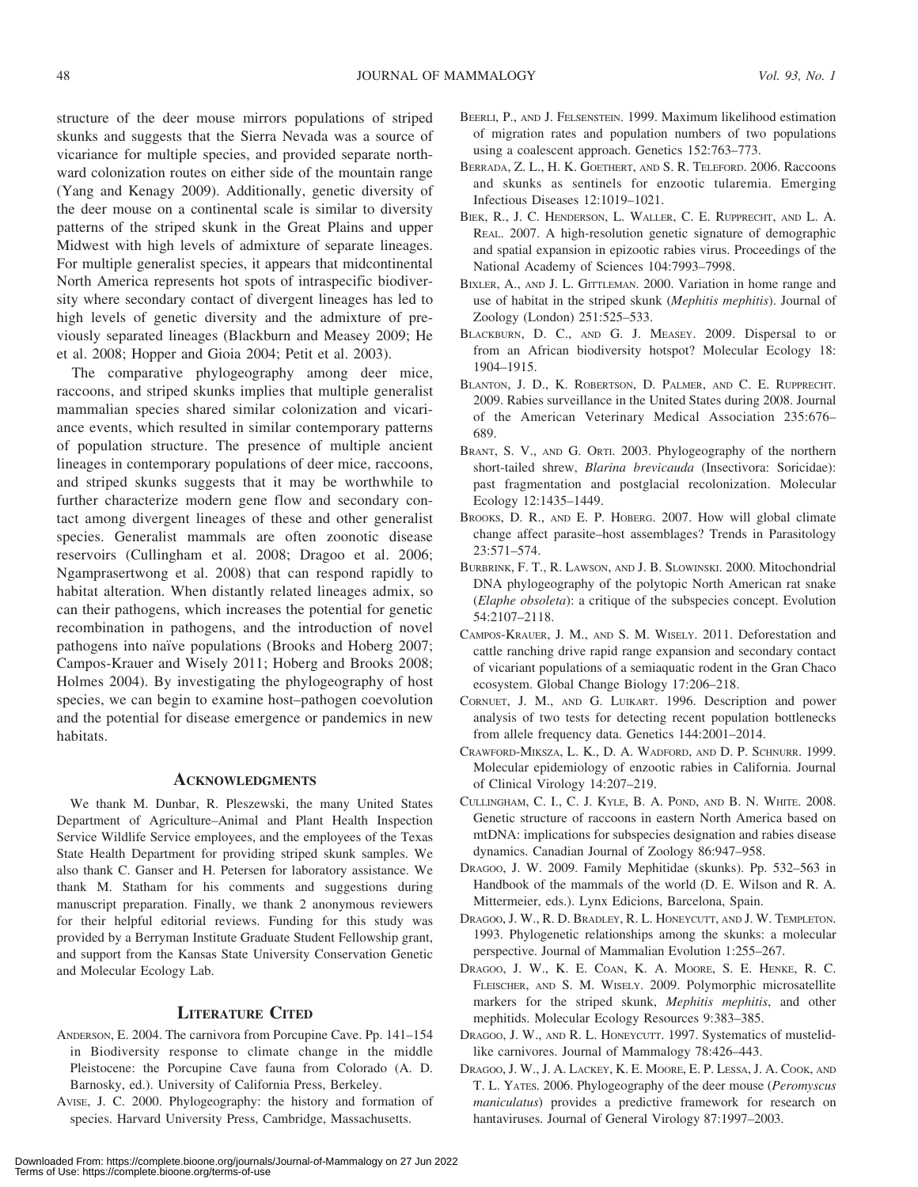structure of the deer mouse mirrors populations of striped skunks and suggests that the Sierra Nevada was a source of vicariance for multiple species, and provided separate northward colonization routes on either side of the mountain range (Yang and Kenagy 2009). Additionally, genetic diversity of the deer mouse on a continental scale is similar to diversity patterns of the striped skunk in the Great Plains and upper Midwest with high levels of admixture of separate lineages. For multiple generalist species, it appears that midcontinental North America represents hot spots of intraspecific biodiversity where secondary contact of divergent lineages has led to high levels of genetic diversity and the admixture of previously separated lineages (Blackburn and Measey 2009; He et al. 2008; Hopper and Gioia 2004; Petit et al. 2003).

The comparative phylogeography among deer mice, raccoons, and striped skunks implies that multiple generalist mammalian species shared similar colonization and vicariance events, which resulted in similar contemporary patterns of population structure. The presence of multiple ancient lineages in contemporary populations of deer mice, raccoons, and striped skunks suggests that it may be worthwhile to further characterize modern gene flow and secondary contact among divergent lineages of these and other generalist species. Generalist mammals are often zoonotic disease reservoirs (Cullingham et al. 2008; Dragoo et al. 2006; Ngamprasertwong et al. 2008) that can respond rapidly to habitat alteration. When distantly related lineages admix, so can their pathogens, which increases the potential for genetic recombination in pathogens, and the introduction of novel pathogens into naïve populations (Brooks and Hoberg 2007; Campos-Krauer and Wisely 2011; Hoberg and Brooks 2008; Holmes 2004). By investigating the phylogeography of host species, we can begin to examine host–pathogen coevolution and the potential for disease emergence or pandemics in new habitats.

## Acknowledgments

We thank M. Dunbar, R. Pleszewski, the many United States Department of Agriculture–Animal and Plant Health Inspection Service Wildlife Service employees, and the employees of the Texas State Health Department for providing striped skunk samples. We also thank C. Ganser and H. Petersen for laboratory assistance. We thank M. Statham for his comments and suggestions during manuscript preparation. Finally, we thank 2 anonymous reviewers for their helpful editorial reviews. Funding for this study was provided by a Berryman Institute Graduate Student Fellowship grant, and support from the Kansas State University Conservation Genetic and Molecular Ecology Lab.

## Literature Cited

Anderson, E. 2004. The carnivora from Porcupine Cave. Pp. 141–154 in Biodiversity response to climate change in the middle Pleistocene: the Porcupine Cave fauna from Colorado (A. D. Barnosky, ed.). University of California Press, Berkeley.

Avise, J. C. 2000. Phylogeography: the history and formation of species. Harvard University Press, Cambridge, Massachusetts.

Beerli, P., and J. Felsenstein. 1999. Maximum likelihood estimation of migration rates and population numbers of two populations using a coalescent approach. Genetics 152:763–773.

Berrada, Z. L., H. K. Goethert, and S. R. Telford. 2006. Raccoons and skunks as sentinels for enzootic tularemia. Emerging Infectious Diseases 12:1019–1021.

Biek, R., J. C. Henderson, L. Waller, C. E. Rupprecht, and L. A. Real. 2007. A high-resolution genetic signature of demographic and spatial expansion in epizootic rabies virus. Proceedings of the National Academy of Sciences 104:7993–7998.

Bixler, A., and J. L. Gittleman. 2000. Variation in home range and use of habitat in the striped skunk (*Mephitis mephitis*). Journal of Zoology (London) 251:525–533.

Blackburn, D. C., and G. J. Measey. 2009. Dispersal to or from an African biodiversity hotspot? Molecular Ecology 18: 1904–1915.

Blanton, J. D., K. Robertson, D. Palmer, and C. E. Rupprecht. 2009. Rabies surveillance in the United States during 2008. Journal of the American Veterinary Medical Association 235:676–689.

Brant, S. V., and G. Orti. 2003. Phylogeography of the northern short-tailed shrew, *Blarina brevicauda* (Insectivora: Soricidae): past fragmentation and postglacial recolonization. Molecular Ecology 12:1435–1449.

Brooks, D. R., and E. P. Hoberg. 2007. How will global climate change affect parasite–host assemblages? Trends in Parasitology 23:571–574.

Burbrink, F. T., R. Lawson, and J. B. Slowinski. 2000. Mitochondrial DNA phylogeography of the polytopic North American rat snake (*Elaphe obsoleta*): a critique of the subspecies concept. Evolution 54:2107–2118.

Campos-Krauer, J. M., and S. M. Wisely. 2011. Deforestation and cattle ranching drive rapid range expansion and secondary contact of vicariant populations of a semiaquatic rodent in the Gran Chaco ecosystem. Global Change Biology 17:206–218.

Cornuet, J. M., and G. Luikart. 1996. Description and power analysis of two tests for detecting recent population bottlenecks from allele frequency data. Genetics 144:2001–2014.

Crawford-Miksza, L. K., D. A. Wadford, and D. P. Schnurr. 1999. Molecular epidemiology of enzootic rabies in California. Journal of Clinical Virology 14:207–219.

Cullingham, C. I., C. J. Kyle, B. A. Pond, and B. N. White. 2008. Genetic structure of raccoons in eastern North America based on mtDNA: implications for subspecies designation and rabies disease dynamics. Canadian Journal of Zoology 86:947–958.

Dragoo, J. W. 2009. Family Mephitidae (skunks). Pp. 532–563 in Handbook of the mammals of the world (D. E. Wilson and R. A. Mittermeier, eds.). Lynx Edicions, Barcelona, Spain.

Dragoo, J. W., R. D. Bradley, R. L. Honeycutt, and J. W. Templeton. 1993. Phylogenetic relationships among the skunks: a molecular perspective. Journal of Mammalian Evolution 1:255–267.

Dragoo, J. W., K. E. Coan, K. A. Moore, S. E. Henke, R. C. Fleischer, and S. M. Wisely. 2009. Polymorphic microsatellite markers for the striped skunk, *Mephitis mephitis*, and other mephitids. Molecular Ecology Resources 9:383–385.

Dragoo, J. W., and R. L. Honeycutt. 1997. Systematics of mustelid-like carnivores. Journal of Mammalogy 78:426–443.

Dragoo, J. W., J. A. Lackey, K. E. Moore, E. P. Lessa, J. A. Cook, and T. L. Yates. 2006. Phylogeography of the deer mouse (*Peromyscus maniculatus*) provides a predictive framework for research on hantaviruses. Journal of General Virology 87:1997–2003.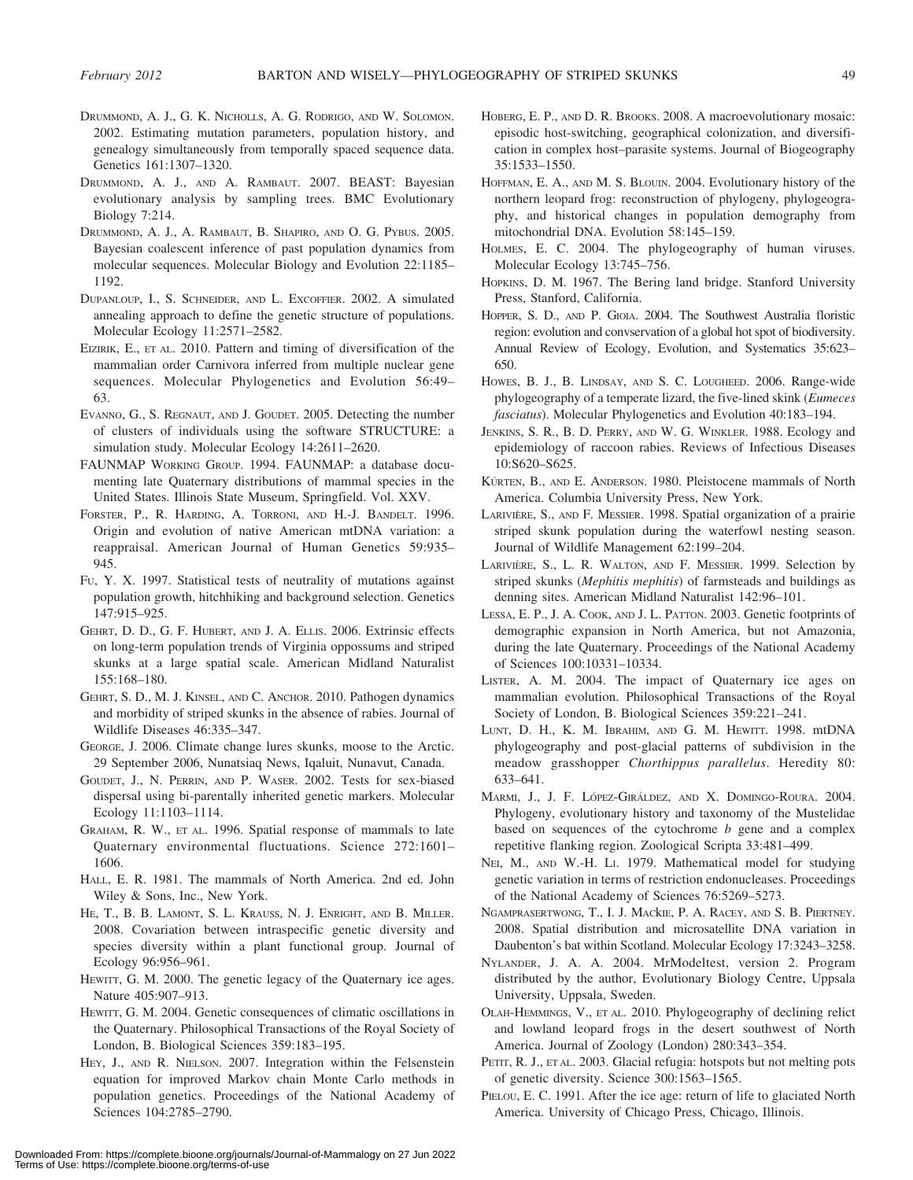Drummond, A. J., G. K. Nicholls, A. G. Rodrigo, and W. Solomon. 2002. Estimating mutation parameters, population history, and genealogy simultaneously from temporally spaced sequence data. Genetics 161:1307–1320.

Drummond, A. J., and A. Rambaut. 2007. BEAST: Bayesian evolutionary analysis by sampling trees. BMC Evolutionary Biology 7:214.

Drummond, A. J., A. Rambaut, B. Shapiro, and O. G. Pybus. 2005. Bayesian coalescent inference of past population dynamics from molecular sequences. Molecular Biology and Evolution 22:1185–1192.

Dupanloup, I., S. Schneider, and L. Excoffier. 2002. A simulated annealing approach to define the genetic structure of populations. Molecular Ecology 11:2571–2582.

Eizirik, E., et al. 2010. Pattern and timing of diversification of the mammalian order Carnivora inferred from multiple nuclear gene sequences. Molecular Phylogenetics and Evolution 56:49–63.

Evanno, G., S. Regnaut, and J. Goudet. 2005. Detecting the number of clusters of individuals using the software STRUCTURE: a simulation study. Molecular Ecology 14:2611–2620.

FAUNMAP Working Group. 1994. FAUNMAP: a database documenting late Quaternary distributions of mammal species in the United States. Illinois State Museum, Springfield. Vol. XXV.

Forster, P., R. Harding, A. Torroni, and H.-J. Bandelt. 1996. Origin and evolution of native American mtDNA variation: a reappraisal. American Journal of Human Genetics 59:935–945.

Fu, Y. X. 1997. Statistical tests of neutrality of mutations against population growth, hitchhiking and background selection. Genetics 147:915–925.

Gehrt, D. D., G. F. Hubert, and J. A. Ellis. 2006. Extrinsic effects on long-term population trends of Virginia oppossums and striped skunks at a large spatial scale. American Midland Naturalist 155:168–180.

Gehrt, S. D., M. J. Kinsel, and C. Anchor. 2010. Pathogen dynamics and morbidity of striped skunks in the absence of rabies. Journal of Wildlife Diseases 46:335–347.

George, J. 2006. Climate change lures skunks, moose to the Arctic. 29 September 2006, Nunatsiaq News, Iqaluit, Nunavut, Canada.

Goudet, J., N. Perrin, and P. Waser. 2002. Tests for sex-biased dispersal using bi-parentally inherited genetic markers. Molecular Ecology 11:1103–1114.

Graham, R. W., et al. 1996. Spatial response of mammals to late Quaternary environmental fluctuations. Science 272:1601–1606.

Hall, E. R. 1981. The mammals of North America. 2nd ed. John Wiley & Sons, Inc., New York.

He, T., B. B. Lamont, S. L. Krauss, N. J. Enright, and B. Miller. 2008. Covariation between intraspecific genetic diversity and species diversity within a plant functional group. Journal of Ecology 96:956–961.

Hewitt, G. M. 2000. The genetic legacy of the Quaternary ice ages. Nature 405:907–913.

Hewitt, G. M. 2004. Genetic consequences of climatic oscillations in the Quaternary. Philosophical Transactions of the Royal Society of London, B. Biological Sciences 359:183–195.

Hey, J., and R. Nielson. 2007. Integration within the Felsenstein equation for improved Markov chain Monte Carlo methods in population genetics. Proceedings of the National Academy of Sciences 104:2785–2790.

Hoberg, E. P., and D. R. Brooks. 2008. A macroevolutionary mosaic: episodic host-switching, geographical colonization, and diversification in complex host–parasite systems. Journal of Biogeography 35:1533–1550.

Hoffman, E. A., and M. S. Blouin. 2004. Evolutionary history of the northern leopard frog: reconstruction of phylogeny, phylogeography, and historical changes in population demography from mitochondrial DNA. Evolution 58:145–159.

Holmes, E. C. 2004. The phylogeography of human viruses. Molecular Ecology 13:745–756.

Hopkins, D. M. 1967. The Bering land bridge. Stanford University Press, Stanford, California.

Hopper, S. D., and P. Gioia. 2004. The Southwest Australia floristic region: evolution and convservation of a global hot spot of biodiversity. Annual Review of Ecology, Evolution, and Systematics 35:623–650.

Howes, B. J., B. Lindsay, and S. C. Lougheed. 2006. Range-wide phylogeography of a temperate lizard, the five-lined skink (*Eumeces fasciatus*). Molecular Phylogenetics and Evolution 40:183–194.

Jenkins, S. R., B. D. Perry, and W. G. Winkler. 1988. Ecology and epidemiology of raccoon rabies. Reviews of Infectious Diseases 10:S620–S625.

Kúrten, B., and E. Anderson. 1980. Pleistocene mammals of North America. Columbia University Press, New York.

Larivière, S., and F. Messier. 1998. Spatial organization of a prairie striped skunk population during the waterfowl nesting season. Journal of Wildlife Management 62:199–204.

Larivière, S., L. R. Walton, and F. Messier. 1999. Selection by striped skunks (*Mephitis mephitis*) of farmsteads and buildings as denning sites. American Midland Naturalist 142:96–101.

Lessa, E. P., J. A. Cook, and J. L. Patton. 2003. Genetic footprints of demographic expansion in North America, but not Amazonia, during the late Quaternary. Proceedings of the National Academy of Sciences 100:10331–10334.

Lister, A. M. 2004. The impact of Quaternary ice ages on mammalian evolution. Philosophical Transactions of the Royal Society of London, B. Biological Sciences 359:221–241.

Lunt, D. H., K. M. Ibrahim, and G. M. Hewitt. 1998. mtDNA phylogeography and post-glacial patterns of subdivision in the meadow grasshopper *Chorthippus parallelus*. Heredity 80: 633–641.

Marmi, J., J. F. López-Giráldez, and X. Domingo-Roura. 2004. Phylogeny, evolutionary history and taxonomy of the Mustelidae based on sequences of the cytochrome *b* gene and a complex repetitive flanking region. Zoological Scripta 33:481–499.

Nei, M., and W.-H. Li. 1979. Mathematical model for studying genetic variation in terms of restriction endonucleases. Proceedings of the National Academy of Sciences 76:5269–5273.

Ngamprasertwong, T., I. J. Mackie, P. A. Racey, and S. B. Piertney. 2008. Spatial distribution and microsatellite DNA variation in Daubenton's bat within Scotland. Molecular Ecology 17:3243–3258.

Nylander, J. A. A. 2004. MrModeltest, version 2. Program distributed by the author, Evolutionary Biology Centre, Uppsala University, Uppsala, Sweden.

Olah-Hemmings, V., et al. 2010. Phylogeography of declining relict and lowland leopard frogs in the desert southwest of North America. Journal of Zoology (London) 280:343–354.

Petit, R. J., et al. 2003. Glacial refugia: hotspots but not melting pots of genetic diversity. Science 300:1563–1565.

Pielou, E. C. 1991. After the ice age: return of life to glaciated North America. University of Chicago Press, Chicago, Illinois.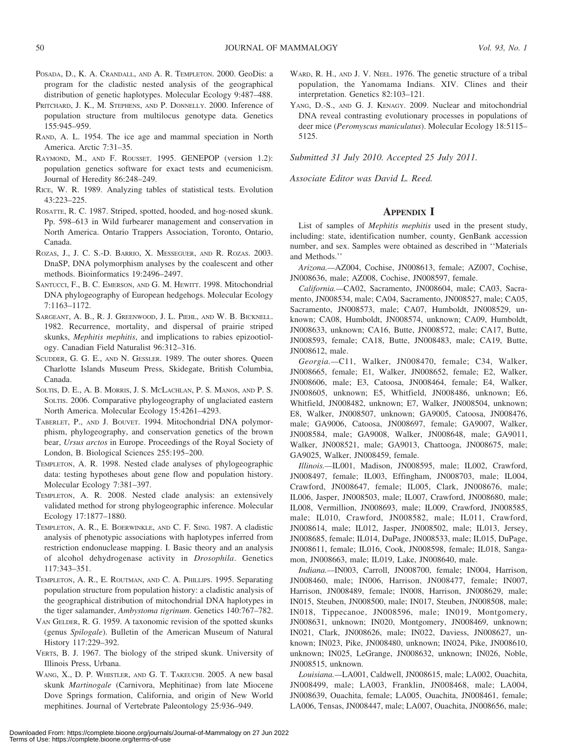Posada, D., K. A. Crandall, and A. R. Templeton. 2000. GeoDis: a program for the cladistic nested analysis of the geographical distribution of genetic haplotypes. Molecular Ecology 9:487–488.

Pritchard, J. K., M. Stephens, and P. Donnelly. 2000. Inference of population structure from multilocus genotype data. Genetics 155:945–959.

Rand, A. L. 1954. The ice age and mammal speciation in North America. Arctic 7:31–35.

Raymond, M., and F. Rousset. 1995. GENEPOP (version 1.2): population genetics software for exact tests and ecumenicism. Journal of Heredity 86:248–249.

Rice, W. R. 1989. Analyzing tables of statistical tests. Evolution 43:223–225.

Rosatte, R. C. 1987. Striped, spotted, hooded, and hog-nosed skunk. Pp. 598–613 in Wild furbearer management and conservation in North America. Ontario Trappers Association, Toronto, Ontario, Canada.

Rozas, J., J. C. S.-D. Barrio, X. Messeguer, and R. Rozas. 2003. DnaSP, DNA polymorphism analyses by the coalescent and other methods. Bioinformatics 19:2496–2497.

Santucci, F., B. C. Emerson, and G. M. Hewitt. 1998. Mitochondrial DNA phylogeography of European hedgehogs. Molecular Ecology 7:1163–1172.

Sargeant, A. B., R. J. Greenwood, J. L. Piehl, and W. B. Bicknell. 1982. Recurrence, mortality, and dispersal of prairie striped skunks, *Mephitis mephitis*, and implications to rabies epizootiology. Canadian Field Naturalist 96:312–316.

Scudder, G. G. E., and N. Gessler. 1989. The outer shores. Queen Charlotte Islands Museum Press, Skidegate, British Columbia, Canada.

Soltis, D. E., A. B. Morris, J. S. McLachlan, P. S. Manos, and P. S. Soltis. 2006. Comparative phylogeography of unglaciated eastern North America. Molecular Ecology 15:4261–4293.

Taberlet, P., and J. Bouvet. 1994. Mitochondrial DNA polymorphism, phylogeography, and conservation genetics of the brown bear, *Ursus arctos* in Europe. Proceedings of the Royal Society of London, B. Biological Sciences 255:195–200.

Templeton, A. R. 1998. Nested clade analyses of phylogeographic data: testing hypotheses about gene flow and population history. Molecular Ecology 7:381–397.

Templeton, A. R. 2008. Nested clade analysis: an extensively validated method for strong phylogeographic inference. Molecular Ecology 17:1877–1880.

Templeton, A. R., E. Boerwinkle, and C. F. Sing. 1987. A cladistic analysis of phenotypic associations with haplotypes inferred from restriction endonuclease mapping. I. Basic theory and an analysis of alcohol dehydrogenase activity in *Drosophila*. Genetics 117:343–351.

Templeton, A. R., E. Routman, and C. A. Phillips. 1995. Separating population structure from population history: a cladistic analysis of the geographical distribution of mitochondrial DNA haplotypes in the tiger salamander, *Ambystoma tigrinum*. Genetics 140:767–782.

Van Gelder, R. G. 1959. A taxonomic revision of the spotted skunks (genus *Spilogale*). Bulletin of the American Museum of Natural History 117:229–392.

Verts, B. J. 1967. The biology of the striped skunk. University of Illinois Press, Urbana.

Wang, X., D. P. Whistler, and G. T. Takeuchi. 2005. A new basal skunk *Martinogale* (Carnivora, Mephitinae) from late Miocene Dove Springs formation, California, and origin of New World mephitines. Journal of Vertebrate Paleontology 25:936–949.

Ward, R. H., and J. V. Neel. 1976. The genetic structure of a tribal population, the Yanomama Indians. XIV. Clines and their interpretation. Genetics 82:103–121.

Yang, D.-S., and G. J. Kenagy. 2009. Nuclear and mitochondrial DNA reveal contrasting evolutionary processes in populations of deer mice (*Peromyscus maniculatus*). Molecular Ecology 18:5115–5125.

*Submitted 31 July 2010. Accepted 25 July 2011.*

*Associate Editor was David L. Reed.*

## Appendix I

List of samples of *Mephitis mephitis* used in the present study, including: state, identification number, county, GenBank accession number, and sex. Samples were obtained as described in ''Materials and Methods.''

*Arizona.*—AZ004, Cochise, JN008613, female; AZ007, Cochise, JN008636, male; AZ008, Cochise, JN008597, female.

*California.*—CA02, Sacramento, JN008604, male; CA03, Sacramento, JN008534, male; CA04, Sacramento, JN008527, male; CA05, Sacramento, JN008573, male; CA07, Humboldt, JN008529, unknown; CA08, Humboldt, JN008574, unknown; CA09, Humboldt, JN008633, unknown; CA16, Butte, JN008572, male; CA17, Butte, JN008593, female; CA18, Butte, JN008483, male; CA19, Butte, JN008612, male.

*Georgia.*—C11, Walker, JN008470, female; C34, Walker, JN008665, female; E1, Walker, JN008652, female; E2, Walker, JN008606, male; E3, Catoosa, JN008464, female; E4, Walker, JN008605, unknown; E5, Whitfield, JN008486, unknown; E6, Whitfield, JN008482, unknown; E7, Walker, JN008504, unknown; E8, Walker, JN008507, unknown; GA9005, Catoosa, JN008476, male; GA9006, Catoosa, JN008697, female; GA9007, Walker, JN008584, male; GA9008, Walker, JN008648, male; GA9011, Walker, JN008521, male; GA9013, Chattooga, JN008675, male; GA9025, Walker, JN008459, female.

*Illinois.*—IL001, Madison, JN008595, male; IL002, Crawford, JN008497, female; IL003, Effingham, JN008703, male; IL004, Crawford, JN008647, female; IL005, Clark, JN008676, male; IL006, Jasper, JN008503, male; IL007, Crawford, JN008680, male; IL008, Vermillion, JN008693, male; IL009, Crawford, JN008585, male; IL010, Crawford, JN008582, male; IL011, Crawford, JN008614, male; IL012, Jasper, JN008502, male; IL013, Jersey, JN008685, female; IL014, DuPage, JN008533, male; IL015, DuPage, JN008611, female; IL016, Cook, JN008598, female; IL018, Sangamon, JN008663, male; IL019, Lake, JN008640, male.

*Indiana.*—IN003, Carroll, JN008700, female; IN004, Harrison, JN008460, male; IN006, Harrison, JN008477, female; IN007, Harrison, JN008489, female; IN008, Harrison, JN008629, male; IN015, Steuben, JN008500, male; IN017, Steuben, JN008508, male; IN018, Tippecanoe, JN008596, male; IN019, Montgomery, JN008631, unknown; IN020, Montgomery, JN008469, unknown; IN021, Clark, JN008626, male; IN022, Daviess, JN008627, unknown; IN023, Pike, JN008480, unknown; IN024, Pike, JN008610, unknown; IN025, LeGrange, JN008632, unknown; IN026, Noble, JN008515, unknown.

*Louisiana.*—LA001, Caldwell, JN008615, male; LA002, Ouachita, JN008499, male; LA003, Franklin, JN008468, male; LA004, JN008639, Ouachita, female; LA005, Ouachita, JN008461, female; LA006, Tensas, JN008447, male; LA007, Ouachita, JN008656, male;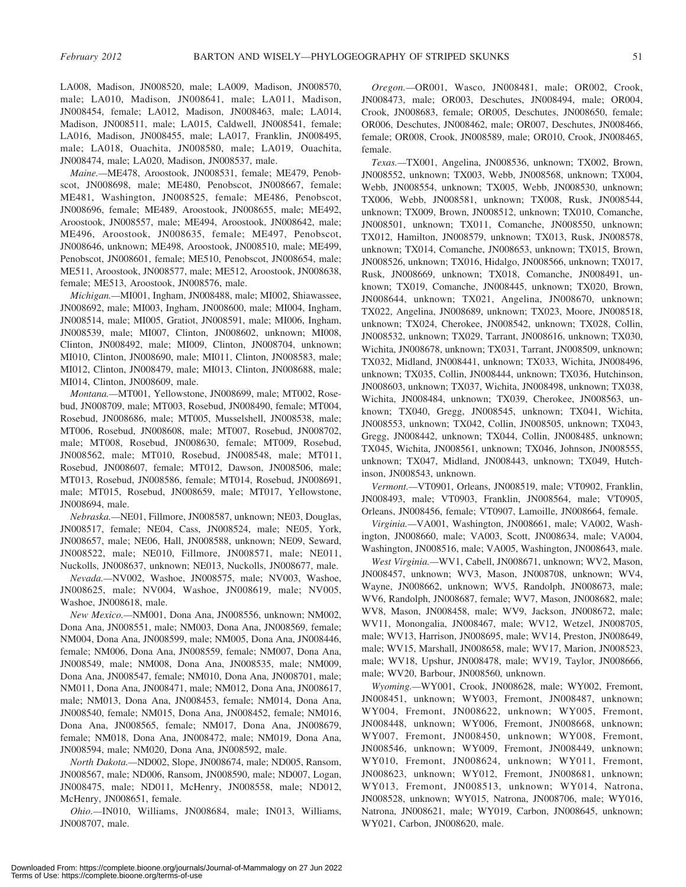LA008, Madison, JN008520, male; LA009, Madison, JN008570, male; LA010, Madison, JN008641, male; LA011, Madison, JN008454, female; LA012, Madison, JN008463, male; LA014, Madison, JN008511, male; LA015, Caldwell, JN008541, female; LA016, Madison, JN008455, male; LA017, Franklin, JN008495, male; LA018, Ouachita, JN008580, male; LA019, Ouachita, JN008474, male; LA020, Madison, JN008537, male.

*Maine.*—ME478, Aroostook, JN008531, female; ME479, Penobscot, JN008698, male; ME480, Penobscot, JN008667, female; ME481, Washington, JN008525, female; ME486, Penobscot, JN008696, female; ME489, Aroostook, JN008655, male; ME492, Aroostook, JN008557, male; ME494, Aroostook, JN008642, male; ME496, Aroostook, JN008635, female; ME497, Penobscot, JN008646, unknown; ME498, Aroostook, JN008510, male; ME499, Penobscot, JN008601, female; ME510, Penobscot, JN008654, male; ME511, Aroostook, JN008577, male; ME512, Aroostook, JN008638, female; ME513, Aroostook, JN008576, male.

*Michigan.*—MI001, Ingham, JN008488, male; MI002, Shiawassee, JN008692, male; MI003, Ingham, JN008600, male; MI004, Ingham, JN008514, male; MI005, Gratiot, JN008591, male; MI006, Ingham, JN008539, male; MI007, Clinton, JN008602, unknown; MI008, Clinton, JN008492, male; MI009, Clinton, JN008704, unknown; MI010, Clinton, JN008690, male; MI011, Clinton, JN008583, male; MI012, Clinton, JN008479, male; MI013, Clinton, JN008688, male; MI014, Clinton, JN008609, male.

*Montana.*—MT001, Yellowstone, JN008699, male; MT002, Rosebud, JN008709, male; MT003, Rosebud, JN008490, female; MT004, Rosebud, JN008686, male; MT005, Musselshell, JN008538, male; MT006, Rosebud, JN008608, male; MT007, Rosebud, JN008702, male; MT008, Rosebud, JN008630, female; MT009, Rosebud, JN008562, male; MT010, Rosebud, JN008548, male; MT011, Rosebud, JN008607, female; MT012, Dawson, JN008506, male; MT013, Rosebud, JN008586, female; MT014, Rosebud, JN008691, male; MT015, Rosebud, JN008659, male; MT017, Yellowstone, JN008694, male.

*Nebraska.*—NE01, Fillmore, JN008587, unknown; NE03, Douglas, JN008517, female; NE04, Cass, JN008524, male; NE05, York, JN008657, male; NE06, Hall, JN008588, unknown; NE09, Seward, JN008522, male; NE010, Fillmore, JN008571, male; NE011, Nuckolls, JN008637, unknown; NE013, Nuckolls, JN008677, male.

*Nevada.*—NV002, Washoe, JN008575, male; NV003, Washoe, JN008625, male; NV004, Washoe, JN008619, male; NV005, Washoe, JN008618, male.

*New Mexico.*—NM001, Dona Ana, JN008556, unknown; NM002, Dona Ana, JN008551, male; NM003, Dona Ana, JN008569, female; NM004, Dona Ana, JN008599, male; NM005, Dona Ana, JN008446, female; NM006, Dona Ana, JN008559, female; NM007, Dona Ana, JN008549, male; NM008, Dona Ana, JN008535, male; NM009, Dona Ana, JN008547, female; NM010, Dona Ana, JN008701, male; NM011, Dona Ana, JN008471, male; NM012, Dona Ana, JN008617, male; NM013, Dona Ana, JN008453, female; NM014, Dona Ana, JN008540, female; NM015, Dona Ana, JN008452, female; NM016, Dona Ana, JN008565, female; NM017, Dona Ana, JN008679, female; NM018, Dona Ana, JN008472, male; NM019, Dona Ana, JN008594, male; NM020, Dona Ana, JN008592, male.

*North Dakota.*—ND002, Slope, JN008674, male; ND005, Ransom, JN008567, male; ND006, Ransom, JN008590, male; ND007, Logan, JN008475, male; ND011, McHenry, JN008558, male; ND012, McHenry, JN008651, female.

*Ohio.*—IN010, Williams, JN008684, male; IN013, Williams, JN008707, male.

*Oregon.*—OR001, Wasco, JN008481, male; OR002, Crook, JN008473, male; OR003, Deschutes, JN008494, male; OR004, Crook, JN008683, female; OR005, Deschutes, JN008650, female; OR006, Deschutes, JN008462, male; OR007, Deschutes, JN008466, female; OR008, Crook, JN008589, male; OR010, Crook, JN008465, female.

*Texas.*—TX001, Angelina, JN008536, unknown; TX002, Brown, JN008552, unknown; TX003, Webb, JN008568, unknown; TX004, Webb, JN008554, unknown; TX005, Webb, JN008530, unknown; TX006, Webb, JN008581, unknown; TX008, Rusk, JN008544, unknown; TX009, Brown, JN008512, unknown; TX010, Comanche, JN008501, unknown; TX011, Comanche, JN008550, unknown; TX012, Hamilton, JN008579, unknown; TX013, Rusk, JN008578, unknown; TX014, Comanche, JN008653, unknown; TX015, Brown, JN008526, unknown; TX016, Hidalgo, JN008566, unknown; TX017, Rusk, JN008669, unknown; TX018, Comanche, JN008491, unknown; TX019, Comanche, JN008445, unknown; TX020, Brown, JN008644, unknown; TX021, Angelina, JN008670, unknown; TX022, Angelina, JN008689, unknown; TX023, Moore, JN008518, unknown; TX024, Cherokee, JN008542, unknown; TX028, Collin, JN008532, unknown; TX029, Tarrant, JN008616, unknown; TX030, Wichita, JN008678, unknown; TX031, Tarrant, JN008509, unknown; TX032, Midland, JN008441, unknown; TX033, Wichita, JN008496, unknown; TX035, Collin, JN008444, unknown; TX036, Hutchinson, JN008603, unknown; TX037, Wichita, JN008498, unknown; TX038, Wichita, JN008484, unknown; TX039, Cherokee, JN008563, unknown; TX040, Gregg, JN008545, unknown; TX041, Wichita, JN008553, unknown; TX042, Collin, JN008505, unknown; TX043, Gregg, JN008442, unknown; TX044, Collin, JN008485, unknown; TX045, Wichita, JN008561, unknown; TX046, Johnson, JN008555, unknown; TX047, Midland, JN008443, unknown; TX049, Hutchinson, JN008543, unknown.

*Vermont.*—VT0901, Orleans, JN008519, male; VT0902, Franklin, JN008493, male; VT0903, Franklin, JN008564, male; VT0905, Orleans, JN008456, female; VT0907, Lamoille, JN008664, female.

*Virginia.*—VA001, Washington, JN008661, male; VA002, Washington, JN008660, male; VA003, Scott, JN008634, male; VA004, Washington, JN008516, male; VA005, Washington, JN008643, male.

*West Virginia.*—WV1, Cabell, JN008671, unknown; WV2, Mason, JN008457, unknown; WV3, Mason, JN008708, unknown; WV4, Wayne, JN008662, unknown; WV5, Randolph, JN008673, male; WV6, Randolph, JN008687, female; WV7, Mason, JN008682, male; WV8, Mason, JN008458, male; WV9, Jackson, JN008672, male; WV11, Monongalia, JN008467, male; WV12, Wetzel, JN008705, male; WV13, Harrison, JN008695, male; WV14, Preston, JN008649, male; WV15, Marshall, JN008658, male; WV17, Marion, JN008523, male; WV18, Upshur, JN008478, male; WV19, Taylor, JN008666, male; WV20, Barbour, JN008560, unknown.

*Wyoming.*—WY001, Crook, JN008628, male; WY002, Fremont, JN008451, unknown; WY003, Fremont, JN008487, unknown; WY004, Fremont, JN008622, unknown; WY005, Fremont, JN008448, unknown; WY006, Fremont, JN008668, unknown; WY007, Fremont, JN008450, unknown; WY008, Fremont, JN008546, unknown; WY009, Fremont, JN008449, unknown; WY010, Fremont, JN008624, unknown; WY011, Fremont, JN008623, unknown; WY012, Fremont, JN008681, unknown; WY013, Fremont, JN008513, unknown; WY014, Natrona, JN008528, unknown; WY015, Natrona, JN008706, male; WY016, Natrona, JN008621, male; WY019, Carbon, JN008645, unknown; WY021, Carbon, JN008620, male.